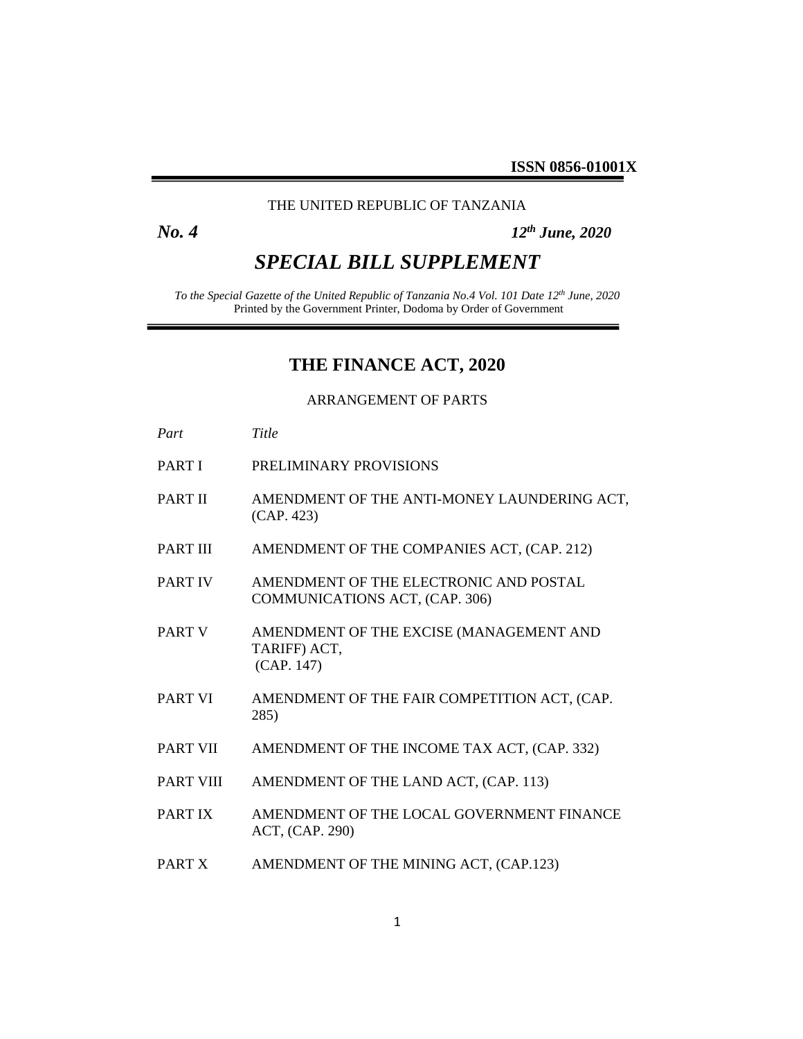**ISSN 0856-01001X**

THE UNITED REPUBLIC OF TANZANIA

***No. 4*** ***12th June, 2020***

# *SPECIAL BILL SUPPLEMENT*

*To the Special Gazette of the United Republic of Tanzania No.4 Vol. 101 Date 12th June, 2020*
Printed by the Government Printer, Dodoma by Order of Government

## THE FINANCE ACT, 2020

ARRANGEMENT OF PARTS

| *Part* | *Title* |
|---|---|
| PART I | PRELIMINARY PROVISIONS |
| PART II | AMENDMENT OF THE ANTI-MONEY LAUNDERING ACT, (CAP. 423) |
| PART III | AMENDMENT OF THE COMPANIES ACT, (CAP. 212) |
| PART IV | AMENDMENT OF THE ELECTRONIC AND POSTAL COMMUNICATIONS ACT, (CAP. 306) |
| PART V | AMENDMENT OF THE EXCISE (MANAGEMENT AND TARIFF) ACT, (CAP. 147) |
| PART VI | AMENDMENT OF THE FAIR COMPETITION ACT, (CAP. 285) |
| PART VII | AMENDMENT OF THE INCOME TAX ACT, (CAP. 332) |
| PART VIII | AMENDMENT OF THE LAND ACT, (CAP. 113) |
| PART IX | AMENDMENT OF THE LOCAL GOVERNMENT FINANCE ACT, (CAP. 290) |
| PART X | AMENDMENT OF THE MINING ACT, (CAP.123) |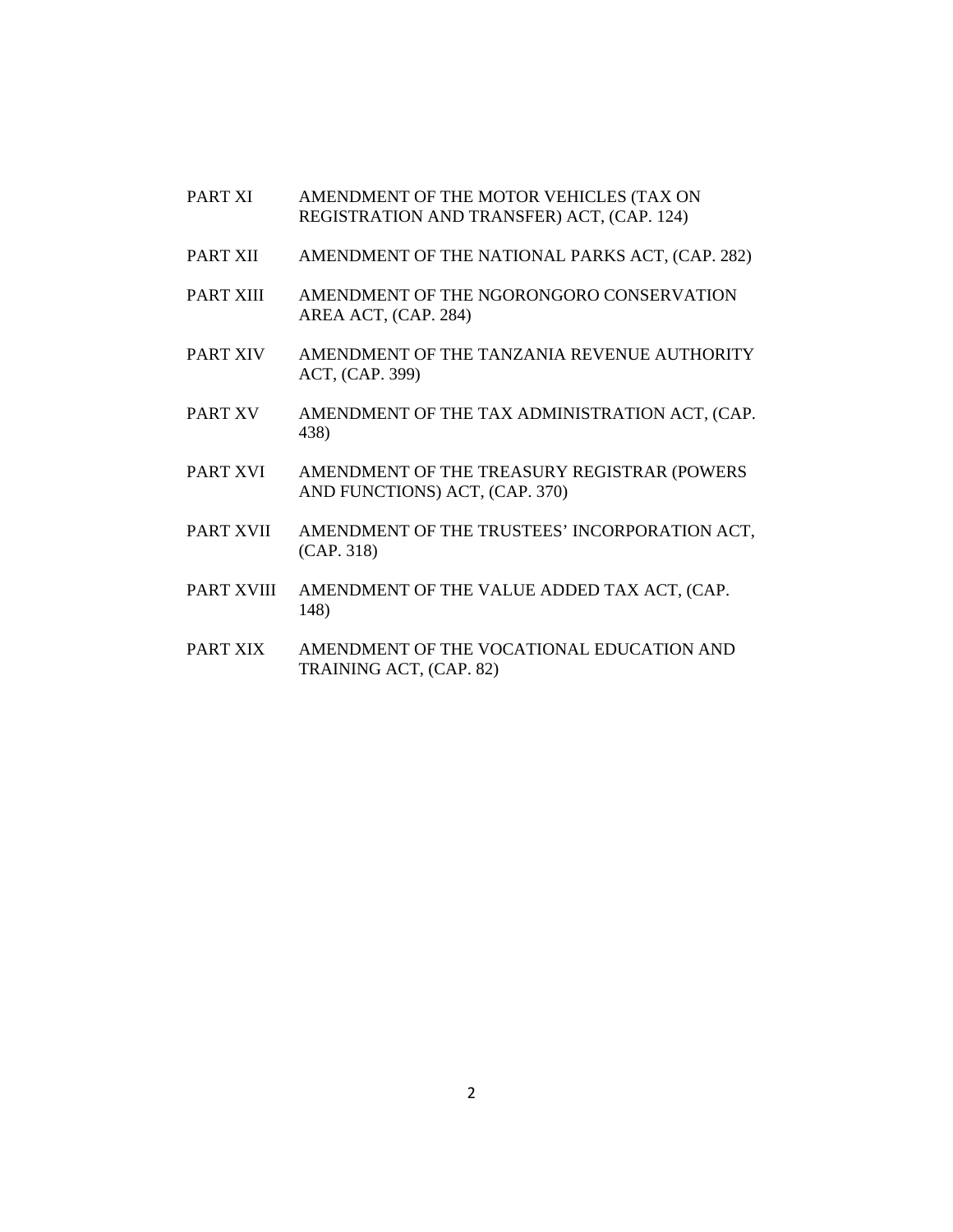| | |
|---|---|
| PART XI | AMENDMENT OF THE MOTOR VEHICLES (TAX ON REGISTRATION AND TRANSFER) ACT, (CAP. 124) |
| PART XII | AMENDMENT OF THE NATIONAL PARKS ACT, (CAP. 282) |
| PART XIII | AMENDMENT OF THE NGORONGORO CONSERVATION AREA ACT, (CAP. 284) |
| PART XIV | AMENDMENT OF THE TANZANIA REVENUE AUTHORITY ACT, (CAP. 399) |
| PART XV | AMENDMENT OF THE TAX ADMINISTRATION ACT, (CAP. 438) |
| PART XVI | AMENDMENT OF THE TREASURY REGISTRAR (POWERS AND FUNCTIONS) ACT, (CAP. 370) |
| PART XVII | AMENDMENT OF THE TRUSTEES' INCORPORATION ACT, (CAP. 318) |
| PART XVIII | AMENDMENT OF THE VALUE ADDED TAX ACT, (CAP. 148) |
| PART XIX | AMENDMENT OF THE VOCATIONAL EDUCATION AND TRAINING ACT, (CAP. 82) |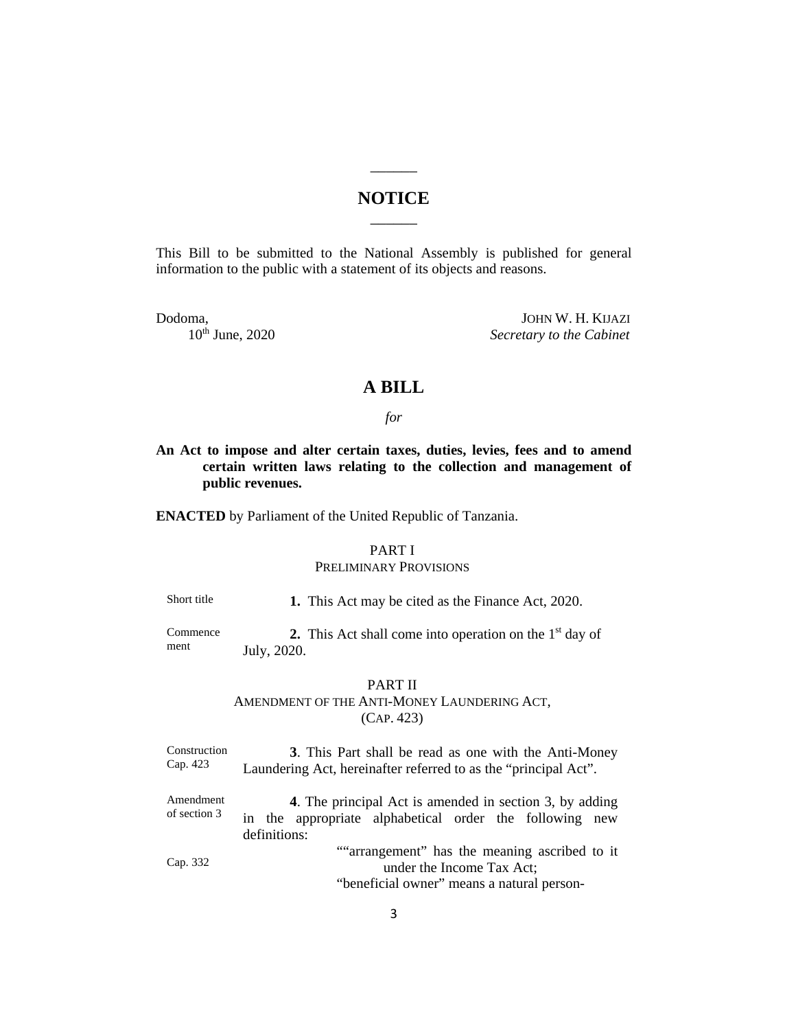# NOTICE

This Bill to be submitted to the National Assembly is published for general information to the public with a statement of its objects and reasons.

Dodoma,
10th June, 2020

JOHN W. H. KIJAZI
*Secretary to the Cabinet*

# A BILL

*for*

**An Act to impose and alter certain taxes, duties, levies, fees and to amend certain written laws relating to the collection and management of public revenues.**

**ENACTED** by Parliament of the United Republic of Tanzania.

## PART I
## PRELIMINARY PROVISIONS

Short title

**1.** This Act may be cited as the Finance Act, 2020.

Commencement

**2.** This Act shall come into operation on the 1st day of July, 2020.

## PART II
## AMENDMENT OF THE ANTI-MONEY LAUNDERING ACT, (CAP. 423)

Construction Cap. 423

**3**. This Part shall be read as one with the Anti-Money Laundering Act, hereinafter referred to as the "principal Act".

Amendment of section 3

**4**. The principal Act is amended in section 3, by adding in the appropriate alphabetical order the following new definitions:

Cap. 332

""arrangement" has the meaning ascribed to it under the Income Tax Act;

"beneficial owner" means a natural person-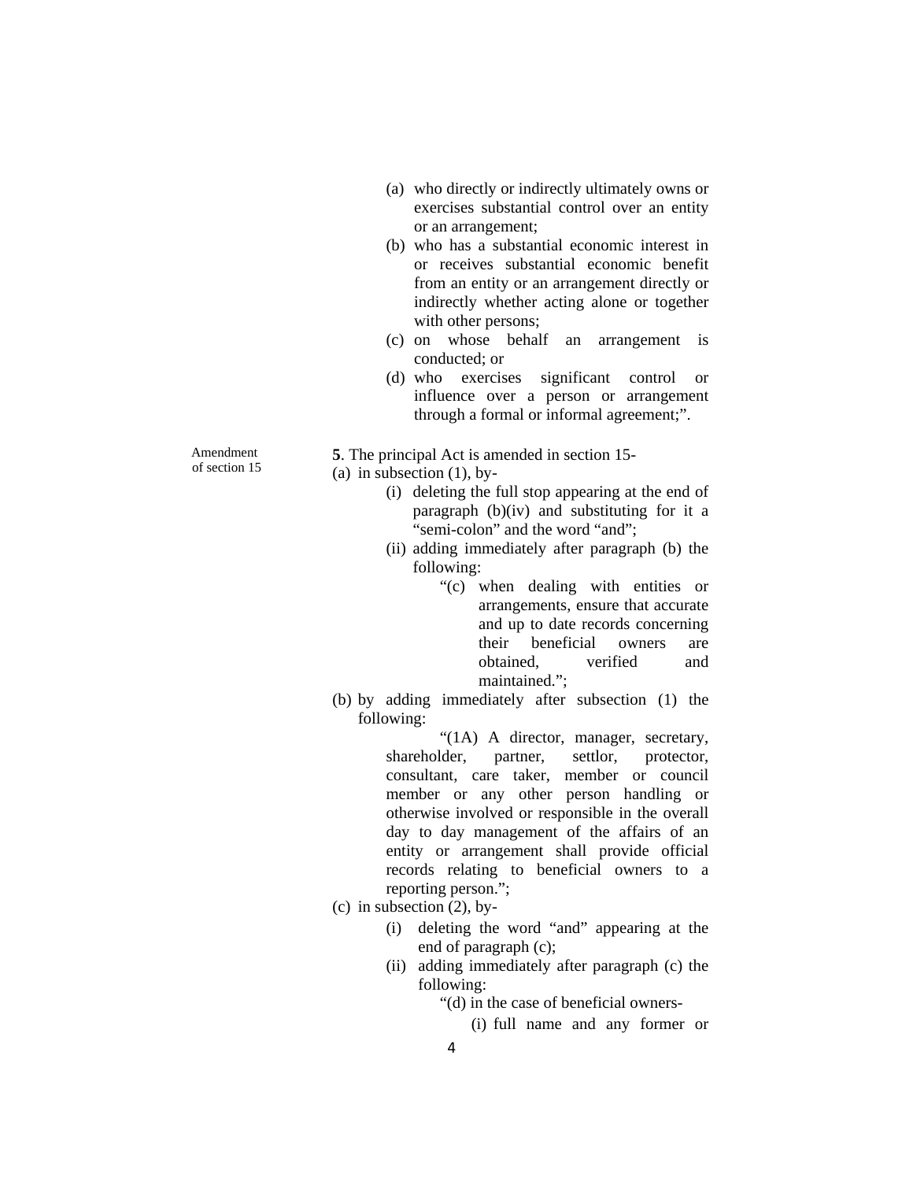(a) who directly or indirectly ultimately owns or exercises substantial control over an entity or an arrangement;

(b) who has a substantial economic interest in or receives substantial economic benefit from an entity or an arrangement directly or indirectly whether acting alone or together with other persons;

(c) on whose behalf an arrangement is conducted; or

(d) who exercises significant control or influence over a person or arrangement through a formal or informal agreement;".

Amendment of section 15

**5**. The principal Act is amended in section 15-

(a) in subsection (1), by-

(i) deleting the full stop appearing at the end of paragraph (b)(iv) and substituting for it a "semi-colon" and the word "and";

(ii) adding immediately after paragraph (b) the following:

"(c) when dealing with entities or arrangements, ensure that accurate and up to date records concerning their beneficial owners are obtained, verified and maintained.";

(b) by adding immediately after subsection (1) the following:

"(1A) A director, manager, secretary, shareholder, partner, settlor, protector, consultant, care taker, member or council member or any other person handling or otherwise involved or responsible in the overall day to day management of the affairs of an entity or arrangement shall provide official records relating to beneficial owners to a reporting person.";

(c) in subsection (2), by-

(i) deleting the word "and" appearing at the end of paragraph (c);

(ii) adding immediately after paragraph (c) the following:

"(d) in the case of beneficial owners-

(i) full name and any former or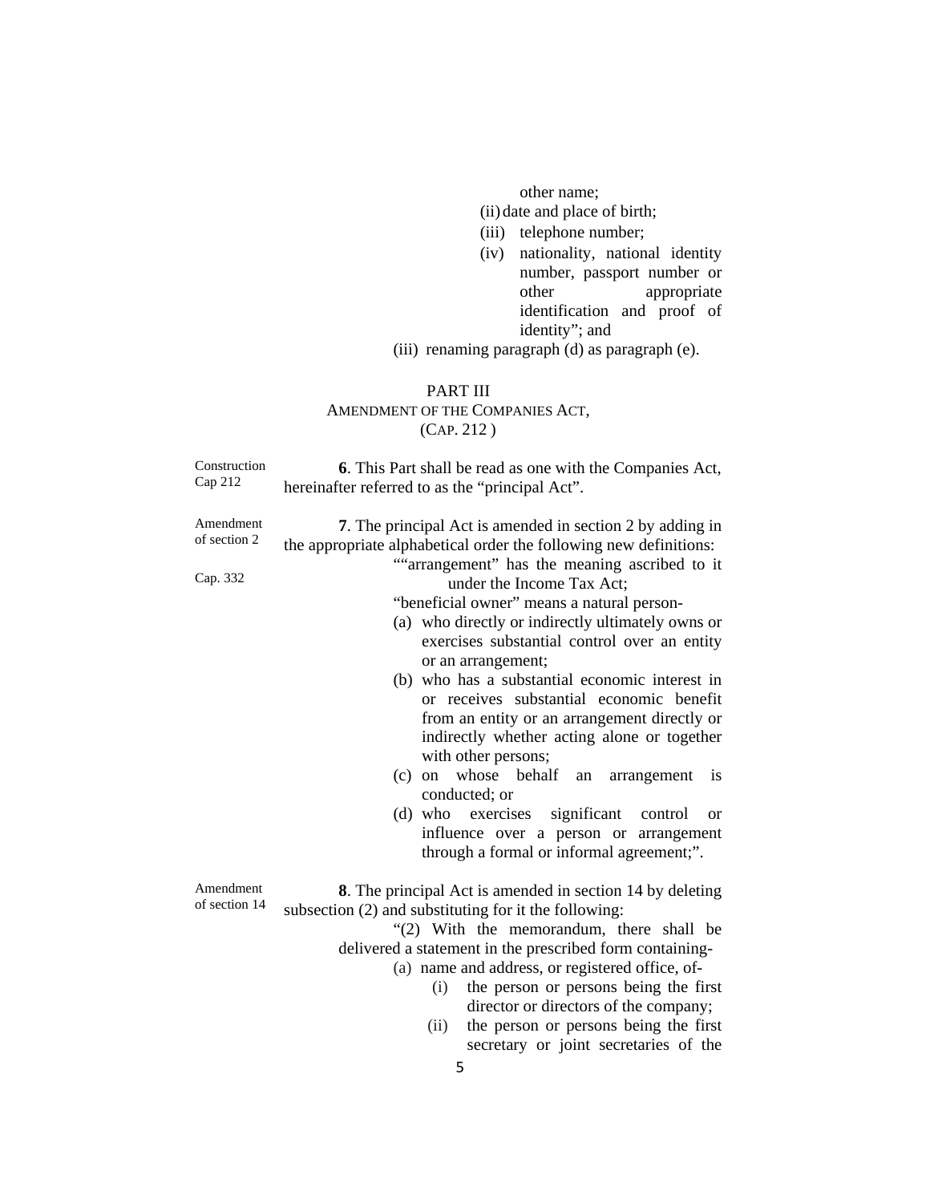other name;

(ii) date and place of birth;

(iii) telephone number;

(iv) nationality, national identity number, passport number or other appropriate identification and proof of identity"; and

(iii) renaming paragraph (d) as paragraph (e).

## PART III
### AMENDMENT OF THE COMPANIES ACT, (CAP. 212 )

Construction Cap 212

**6**. This Part shall be read as one with the Companies Act, hereinafter referred to as the "principal Act".

Amendment of section 2

Cap. 332

**7**. The principal Act is amended in section 2 by adding in the appropriate alphabetical order the following new definitions:

""arrangement" has the meaning ascribed to it under the Income Tax Act;

"beneficial owner" means a natural person-

(a) who directly or indirectly ultimately owns or exercises substantial control over an entity or an arrangement;

(b) who has a substantial economic interest in or receives substantial economic benefit from an entity or an arrangement directly or indirectly whether acting alone or together with other persons;

(c) on whose behalf an arrangement is conducted; or

(d) who exercises significant control or influence over a person or arrangement through a formal or informal agreement;".

Amendment of section 14

**8**. The principal Act is amended in section 14 by deleting subsection (2) and substituting for it the following:

"(2) With the memorandum, there shall be delivered a statement in the prescribed form containing-

(a) name and address, or registered office, of-

(i) the person or persons being the first director or directors of the company;

(ii) the person or persons being the first secretary or joint secretaries of the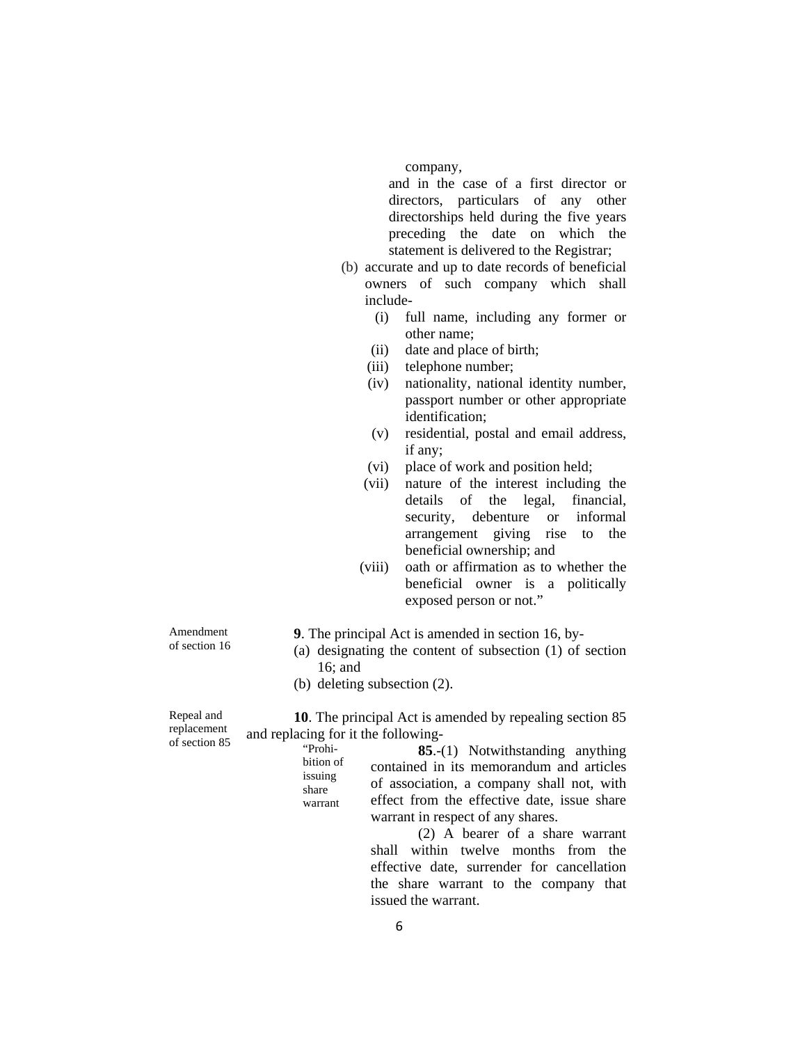company,

and in the case of a first director or directors, particulars of any other directorships held during the five years preceding the date on which the statement is delivered to the Registrar;

(b) accurate and up to date records of beneficial owners of such company which shall include-

   (i) full name, including any former or other name;
   (ii) date and place of birth;
   (iii) telephone number;
   (iv) nationality, national identity number, passport number or other appropriate identification;
   (v) residential, postal and email address, if any;
   (vi) place of work and position held;
   (vii) nature of the interest including the details of the legal, financial, security, debenture or informal arrangement giving rise to the beneficial ownership; and
   (viii) oath or affirmation as to whether the beneficial owner is a politically exposed person or not."

Amendment of section 16

**9**. The principal Act is amended in section 16, by-

(a) designating the content of subsection (1) of section 16; and
(b) deleting subsection (2).

Repeal and replacement of section 85

**10**. The principal Act is amended by repealing section 85 and replacing for it the following-

"Prohibition of issuing share warrant

**85**.-(1) Notwithstanding anything contained in its memorandum and articles of association, a company shall not, with effect from the effective date, issue share warrant in respect of any shares.

(2) A bearer of a share warrant shall within twelve months from the effective date, surrender for cancellation the share warrant to the company that issued the warrant.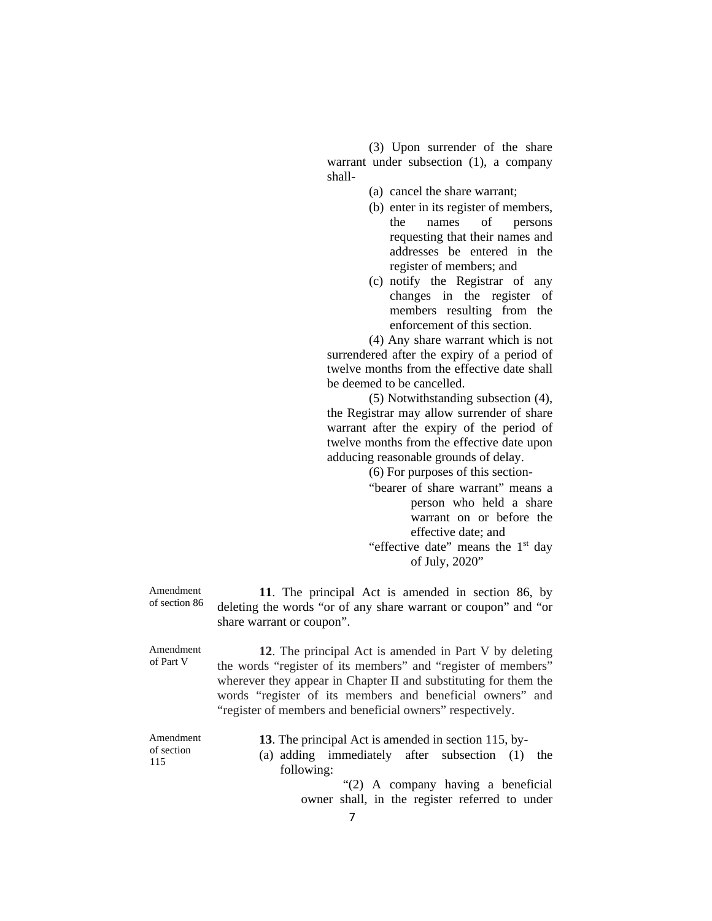(3) Upon surrender of the share warrant under subsection (1), a company shall-

(a) cancel the share warrant;

(b) enter in its register of members, the names of persons requesting that their names and addresses be entered in the register of members; and

(c) notify the Registrar of any changes in the register of members resulting from the enforcement of this section.

(4) Any share warrant which is not surrendered after the expiry of a period of twelve months from the effective date shall be deemed to be cancelled.

(5) Notwithstanding subsection (4), the Registrar may allow surrender of share warrant after the expiry of the period of twelve months from the effective date upon adducing reasonable grounds of delay.

(6) For purposes of this section-

"bearer of share warrant" means a person who held a share warrant on or before the effective date; and

"effective date" means the 1st day of July, 2020"

Amendment of section 86

**11**. The principal Act is amended in section 86, by deleting the words "or of any share warrant or coupon" and "or share warrant or coupon".

Amendment of Part V

**12**. The principal Act is amended in Part V by deleting the words "register of its members" and "register of members" wherever they appear in Chapter II and substituting for them the words "register of its members and beneficial owners" and "register of members and beneficial owners" respectively.

Amendment of section 115

**13**. The principal Act is amended in section 115, by-

(a) adding immediately after subsection (1) the following:

"(2) A company having a beneficial owner shall, in the register referred to under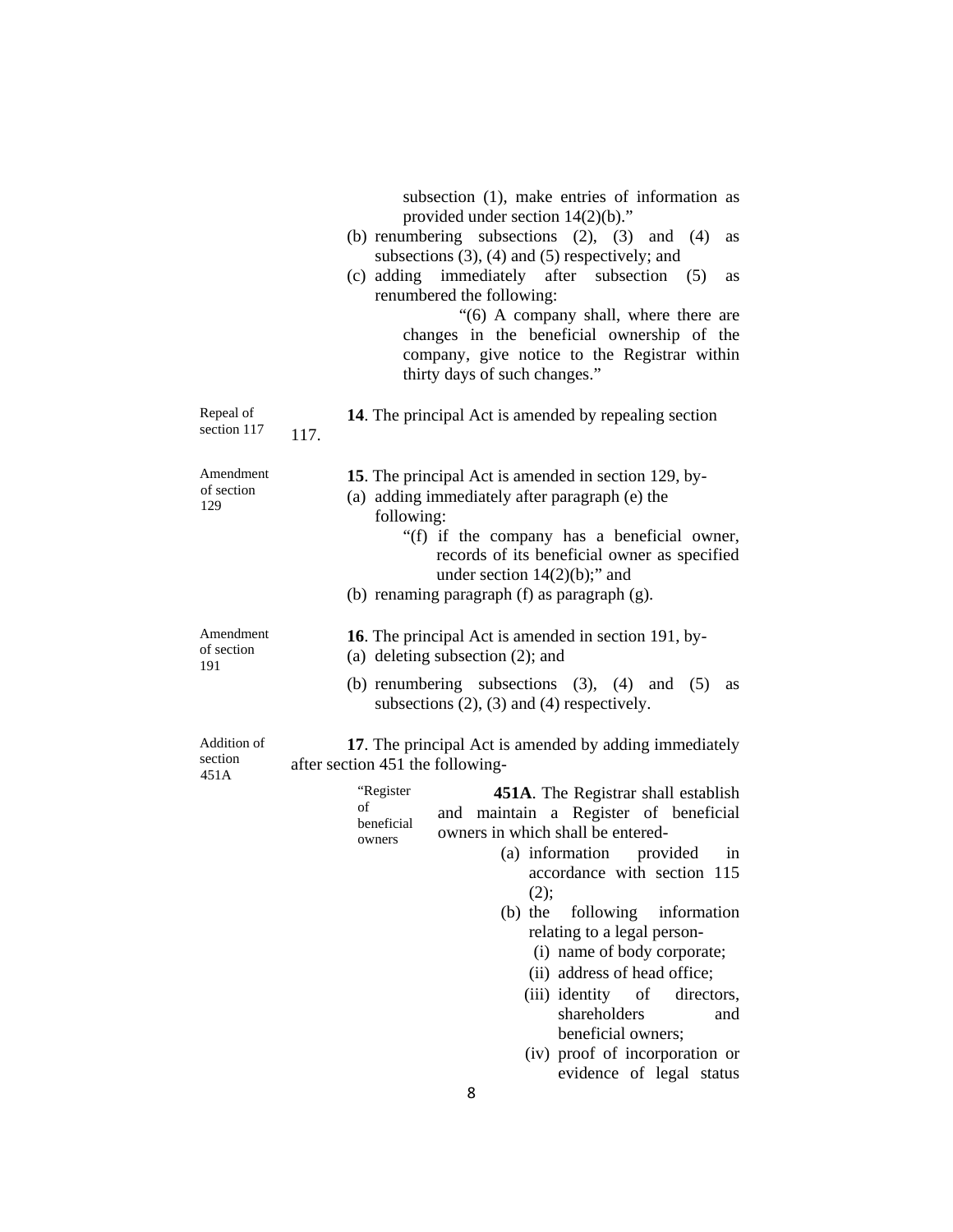subsection (1), make entries of information as provided under section 14(2)(b)."

(b) renumbering subsections (2), (3) and (4) as subsections (3), (4) and (5) respectively; and

(c) adding immediately after subsection (5) as renumbered the following:

"(6) A company shall, where there are changes in the beneficial ownership of the company, give notice to the Registrar within thirty days of such changes."

*Repeal of section 117*

**14**. The principal Act is amended by repealing section 117.

*Amendment of section 129*

**15**. The principal Act is amended in section 129, by-

(a) adding immediately after paragraph (e) the following:

"(f) if the company has a beneficial owner, records of its beneficial owner as specified under section 14(2)(b);" and

(b) renaming paragraph (f) as paragraph (g).

*Amendment of section 191*

**16**. The principal Act is amended in section 191, by-

(a) deleting subsection (2); and

(b) renumbering subsections (3), (4) and (5) as subsections (2), (3) and (4) respectively.

*Addition of section 451A*

**17**. The principal Act is amended by adding immediately after section 451 the following-

*"Register of beneficial owners*

**451A**. The Registrar shall establish and maintain a Register of beneficial owners in which shall be entered-

(a) information provided in accordance with section 115 (2);

(b) the following information relating to a legal person-

(i) name of body corporate;

(ii) address of head office;

(iii) identity of directors, shareholders and beneficial owners;

(iv) proof of incorporation or evidence of legal status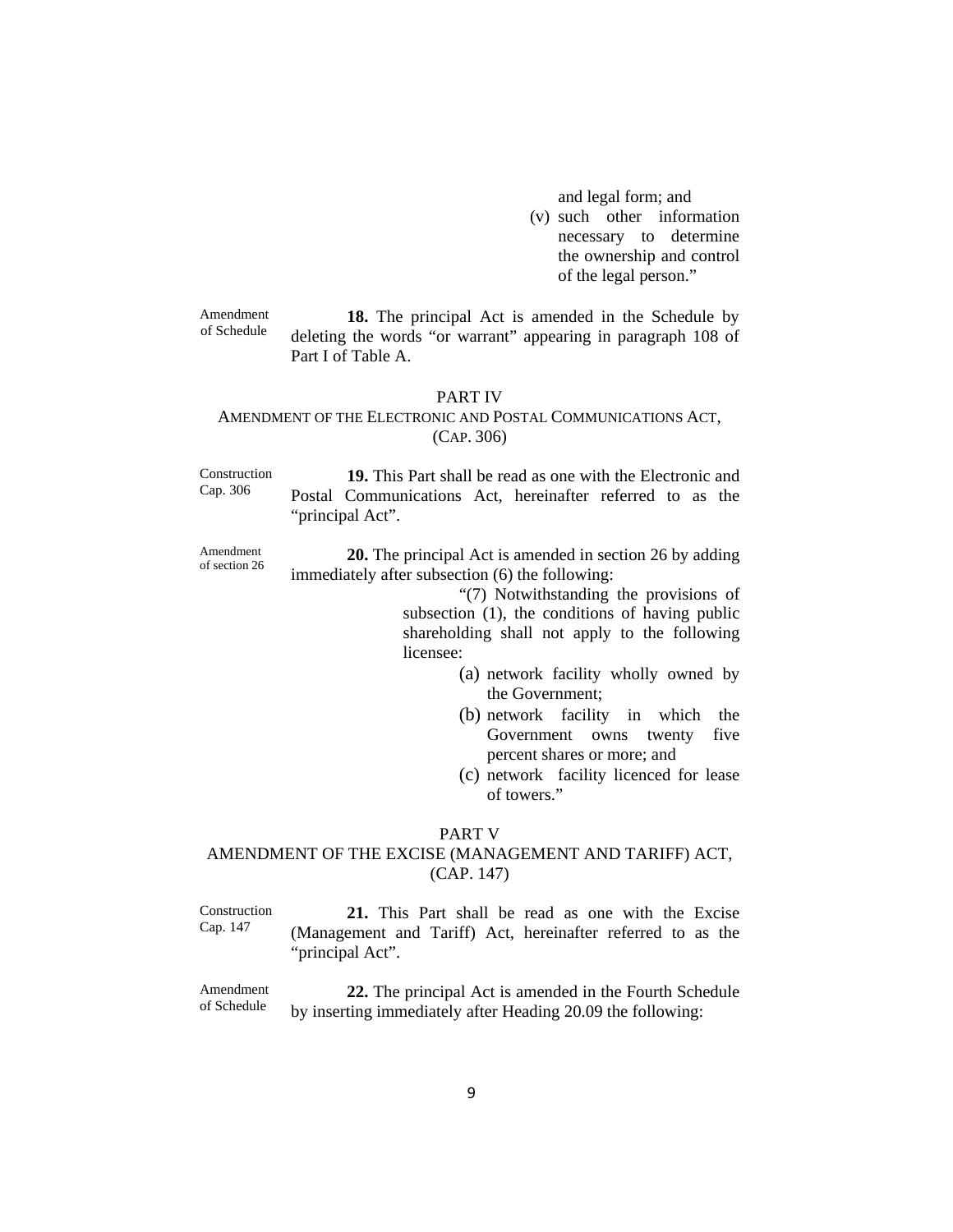and legal form; and

(v) such other information necessary to determine the ownership and control of the legal person."

Amendment of Schedule

**18.** The principal Act is amended in the Schedule by deleting the words "or warrant" appearing in paragraph 108 of Part I of Table A.

## PART IV
## AMENDMENT OF THE ELECTRONIC AND POSTAL COMMUNICATIONS ACT, (CAP. 306)

Construction Cap. 306

**19.** This Part shall be read as one with the Electronic and Postal Communications Act, hereinafter referred to as the "principal Act".

Amendment of section 26

**20.** The principal Act is amended in section 26 by adding immediately after subsection (6) the following:

"(7) Notwithstanding the provisions of subsection (1), the conditions of having public shareholding shall not apply to the following licensee:

(a) network facility wholly owned by the Government;

(b) network facility in which the Government owns twenty five percent shares or more; and

(c) network facility licenced for lease of towers."

## PART V
## AMENDMENT OF THE EXCISE (MANAGEMENT AND TARIFF) ACT, (CAP. 147)

Construction Cap. 147

**21.** This Part shall be read as one with the Excise (Management and Tariff) Act, hereinafter referred to as the "principal Act".

Amendment of Schedule

**22.** The principal Act is amended in the Fourth Schedule by inserting immediately after Heading 20.09 the following: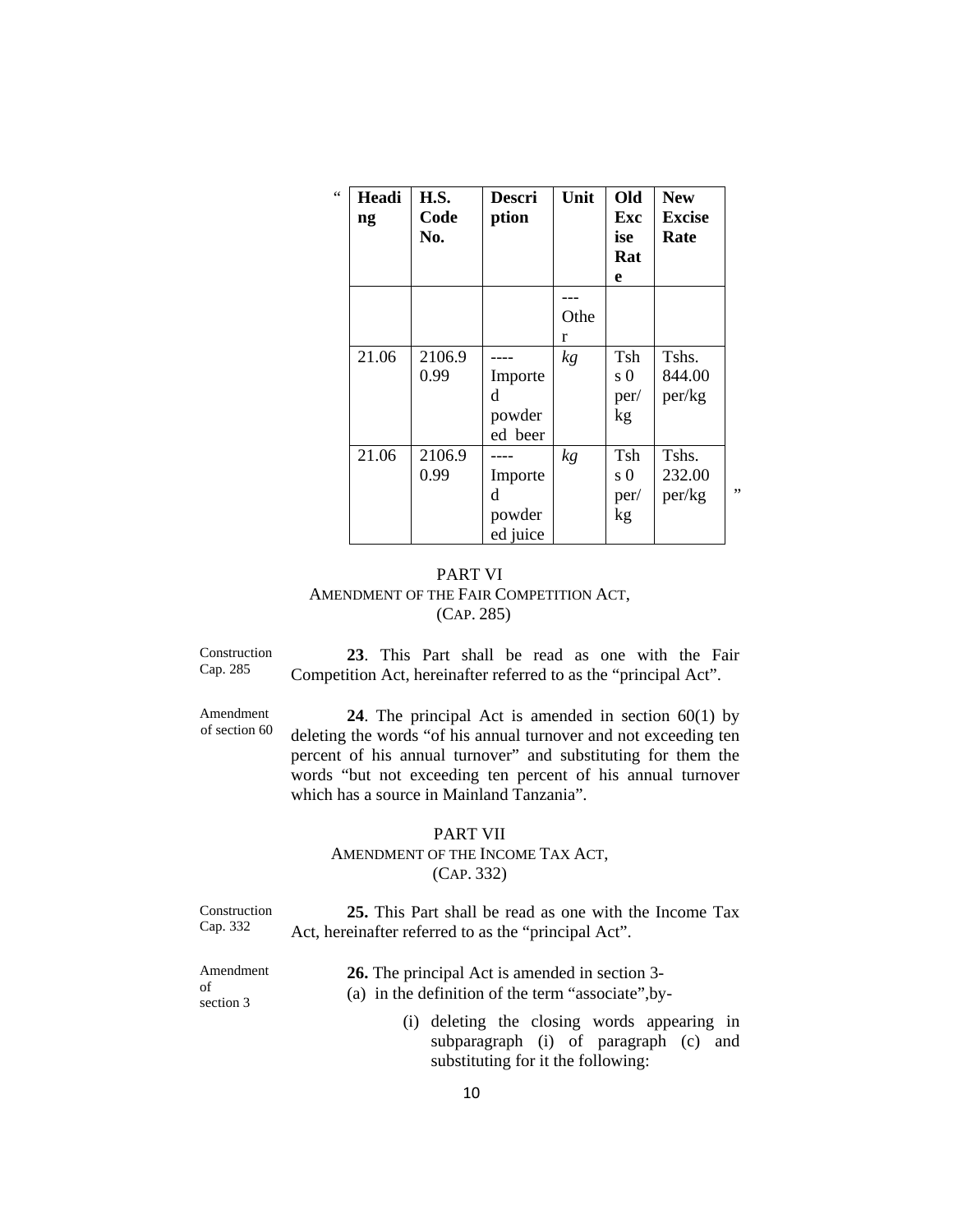“

| Heading | H.S. Code No. | Description | Unit | Old Excise Rate | New Excise Rate |
|---|---|---|---|---|---|
| | | | ---Other | | |
| 21.06 | 2106.90.99 | ----Imported powdered beer | *kg* | Tshs 0 per/kg | Tshs. 844.00 per/kg |
| 21.06 | 2106.90.99 | ----Imported powdered juice | *kg* | Tshs 0 per/kg | Tshs. 232.00 per/kg |

”

## PART VI
### AMENDMENT OF THE FAIR COMPETITION ACT, (CAP. 285)

Construction Cap. 285

**23**. This Part shall be read as one with the Fair Competition Act, hereinafter referred to as the “principal Act”.

Amendment of section 60

**24**. The principal Act is amended in section 60(1) by deleting the words “of his annual turnover and not exceeding ten percent of his annual turnover” and substituting for them the words “but not exceeding ten percent of his annual turnover which has a source in Mainland Tanzania”.

## PART VII
### AMENDMENT OF THE INCOME TAX ACT, (CAP. 332)

Construction Cap. 332

**25.** This Part shall be read as one with the Income Tax Act, hereinafter referred to as the “principal Act”.

Amendment of section 3

**26.** The principal Act is amended in section 3-

(a) in the definition of the term “associate”,by-

(i) deleting the closing words appearing in subparagraph (i) of paragraph (c) and substituting for it the following: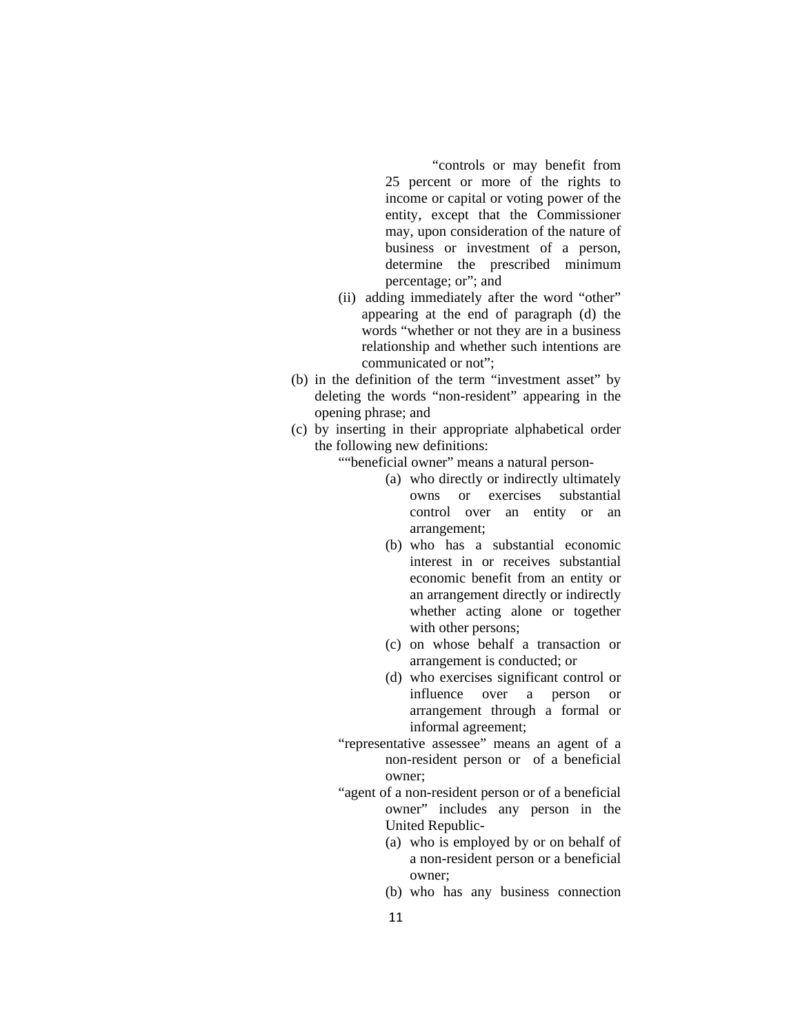"controls or may benefit from 25 percent or more of the rights to income or capital or voting power of the entity, except that the Commissioner may, upon consideration of the nature of business or investment of a person, determine the prescribed minimum percentage; or"; and

(ii) adding immediately after the word "other" appearing at the end of paragraph (d) the words "whether or not they are in a business relationship and whether such intentions are communicated or not";

(b) in the definition of the term "investment asset" by deleting the words "non-resident" appearing in the opening phrase; and

(c) by inserting in their appropriate alphabetical order the following new definitions:

""beneficial owner" means a natural person-

(a) who directly or indirectly ultimately owns or exercises substantial control over an entity or an arrangement;

(b) who has a substantial economic interest in or receives substantial economic benefit from an entity or an arrangement directly or indirectly whether acting alone or together with other persons;

(c) on whose behalf a transaction or arrangement is conducted; or

(d) who exercises significant control or influence over a person or arrangement through a formal or informal agreement;

"representative assessee" means an agent of a non-resident person or of a beneficial owner;

"agent of a non-resident person or of a beneficial owner" includes any person in the United Republic-

(a) who is employed by or on behalf of a non-resident person or a beneficial owner;

(b) who has any business connection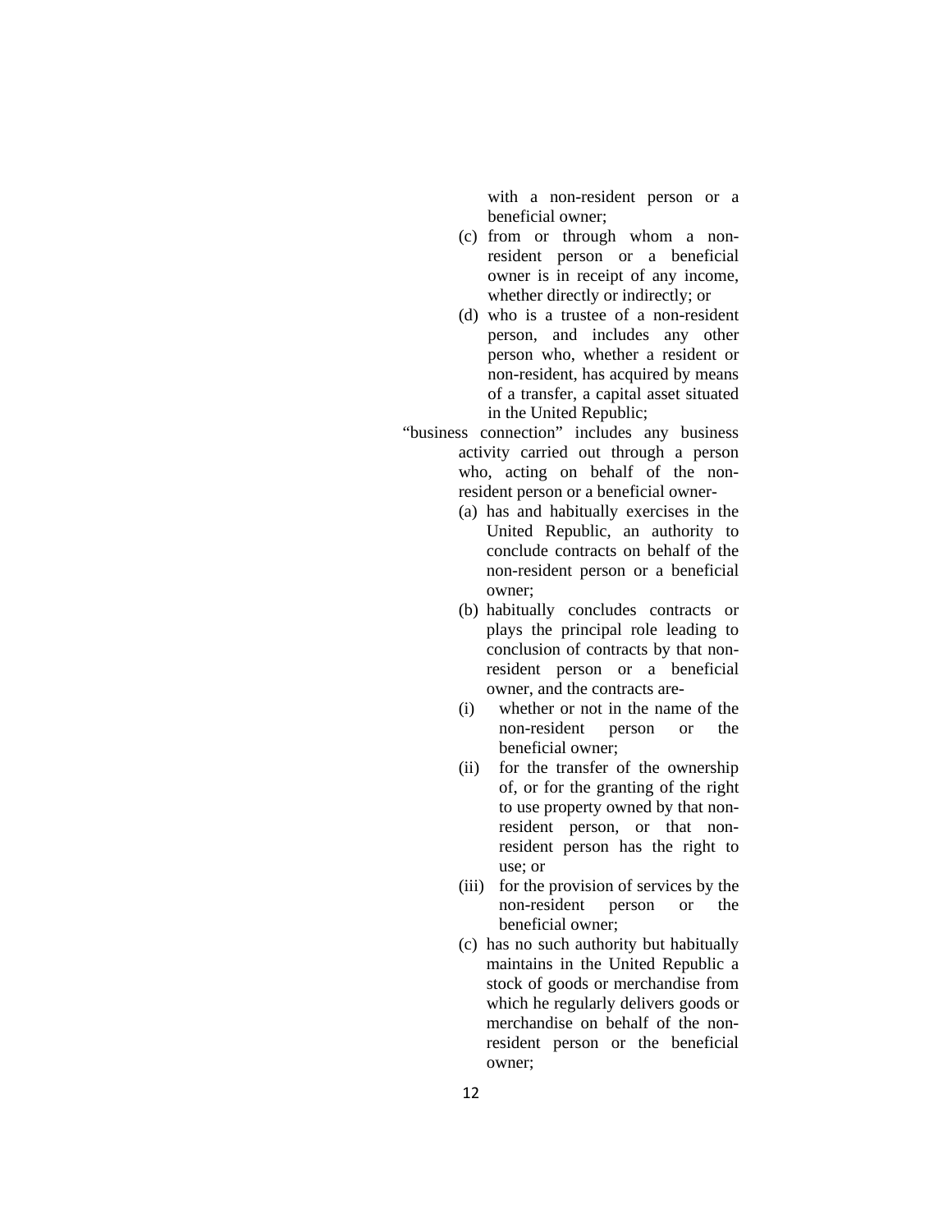with a non-resident person or a beneficial owner;

(c) from or through whom a non-resident person or a beneficial owner is in receipt of any income, whether directly or indirectly; or

(d) who is a trustee of a non-resident person, and includes any other person who, whether a resident or non-resident, has acquired by means of a transfer, a capital asset situated in the United Republic;

"business connection" includes any business activity carried out through a person who, acting on behalf of the non-resident person or a beneficial owner-

(a) has and habitually exercises in the United Republic, an authority to conclude contracts on behalf of the non-resident person or a beneficial owner;

(b) habitually concludes contracts or plays the principal role leading to conclusion of contracts by that non-resident person or a beneficial owner, and the contracts are-

(i) whether or not in the name of the non-resident person or the beneficial owner;

(ii) for the transfer of the ownership of, or for the granting of the right to use property owned by that non-resident person, or that non-resident person has the right to use; or

(iii) for the provision of services by the non-resident person or the beneficial owner;

(c) has no such authority but habitually maintains in the United Republic a stock of goods or merchandise from which he regularly delivers goods or merchandise on behalf of the non-resident person or the beneficial owner;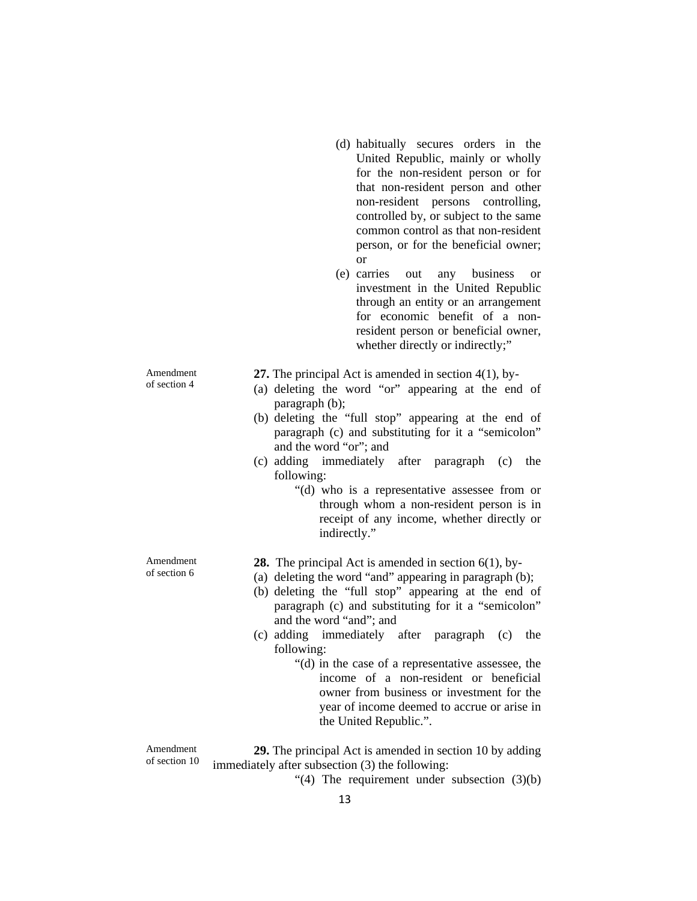(d) habitually secures orders in the United Republic, mainly or wholly for the non-resident person or for that non-resident person and other non-resident persons controlling, controlled by, or subject to the same common control as that non-resident person, or for the beneficial owner; or

(e) carries out any business or investment in the United Republic through an entity or an arrangement for economic benefit of a non-resident person or beneficial owner, whether directly or indirectly;"

Amendment of section 4

**27.** The principal Act is amended in section 4(1), by-

(a) deleting the word "or" appearing at the end of paragraph (b);

(b) deleting the "full stop" appearing at the end of paragraph (c) and substituting for it a "semicolon" and the word "or"; and

(c) adding immediately after paragraph (c) the following:

"(d) who is a representative assessee from or through whom a non-resident person is in receipt of any income, whether directly or indirectly."

Amendment of section 6

**28.** The principal Act is amended in section 6(1), by-

(a) deleting the word "and" appearing in paragraph (b);

(b) deleting the "full stop" appearing at the end of paragraph (c) and substituting for it a "semicolon" and the word "and"; and

(c) adding immediately after paragraph (c) the following:

"(d) in the case of a representative assessee, the income of a non-resident or beneficial owner from business or investment for the year of income deemed to accrue or arise in the United Republic.".

Amendment of section 10

**29.** The principal Act is amended in section 10 by adding immediately after subsection (3) the following:

"(4) The requirement under subsection (3)(b)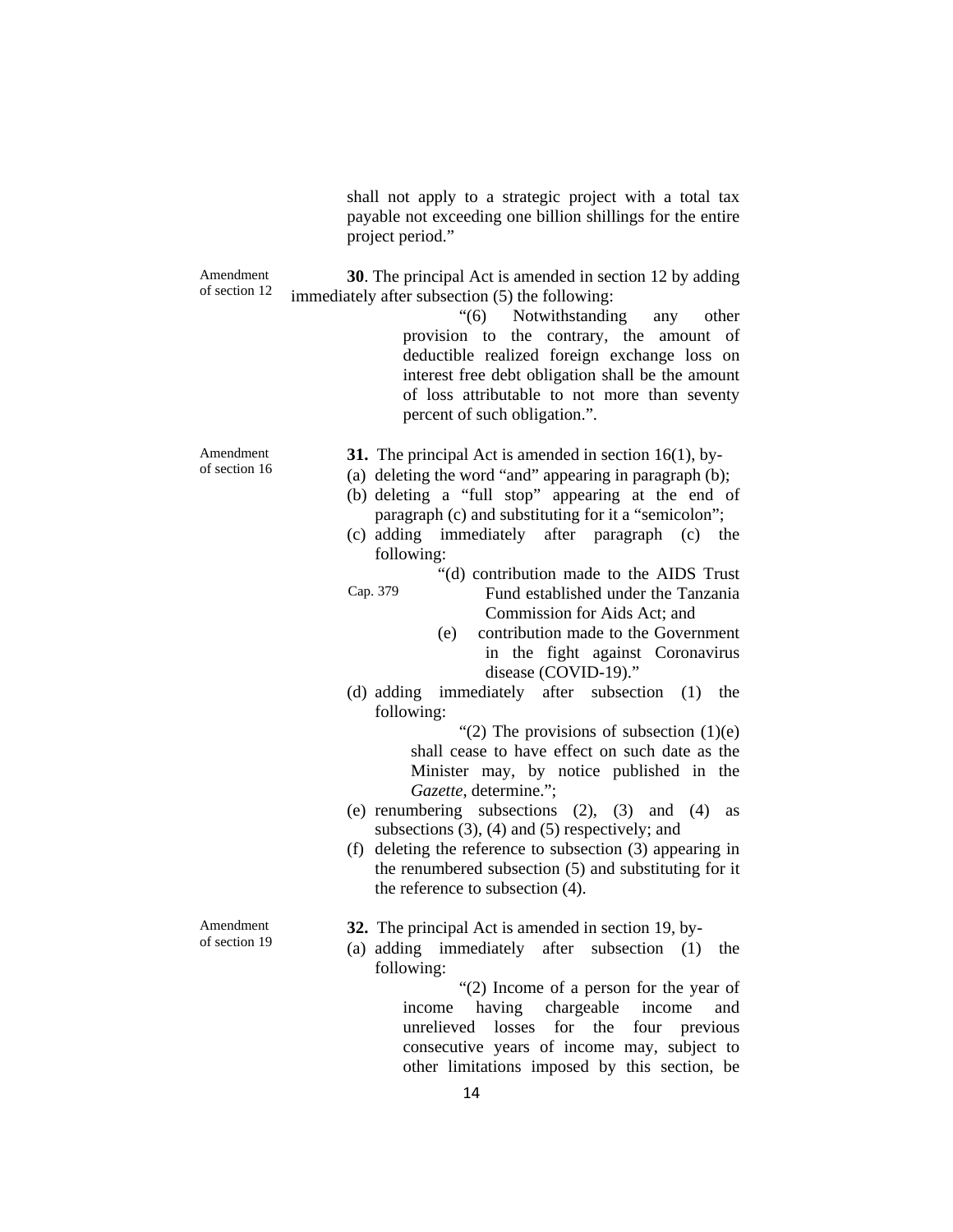shall not apply to a strategic project with a total tax payable not exceeding one billion shillings for the entire project period."

Amendment of section 12

**30**. The principal Act is amended in section 12 by adding immediately after subsection (5) the following:

> "(6) Notwithstanding any other provision to the contrary, the amount of deductible realized foreign exchange loss on interest free debt obligation shall be the amount of loss attributable to not more than seventy percent of such obligation.".

Amendment of section 16

**31.** The principal Act is amended in section 16(1), by-

(a) deleting the word "and" appearing in paragraph (b);

(b) deleting a "full stop" appearing at the end of paragraph (c) and substituting for it a "semicolon";

(c) adding immediately after paragraph (c) the following:

> "(d) contribution made to the AIDS Trust Fund established under the Tanzania Commission for Aids Act; and
>
> Cap. 379
>
> (e) contribution made to the Government in the fight against Coronavirus disease (COVID-19)."

(d) adding immediately after subsection (1) the following:

> "(2) The provisions of subsection (1)(e) shall cease to have effect on such date as the Minister may, by notice published in the *Gazette*, determine.";

(e) renumbering subsections (2), (3) and (4) as subsections (3), (4) and (5) respectively; and

(f) deleting the reference to subsection (3) appearing in the renumbered subsection (5) and substituting for it the reference to subsection (4).

Amendment of section 19

**32.** The principal Act is amended in section 19, by-

(a) adding immediately after subsection (1) the following:

> "(2) Income of a person for the year of income having chargeable income and unrelieved losses for the four previous consecutive years of income may, subject to other limitations imposed by this section, be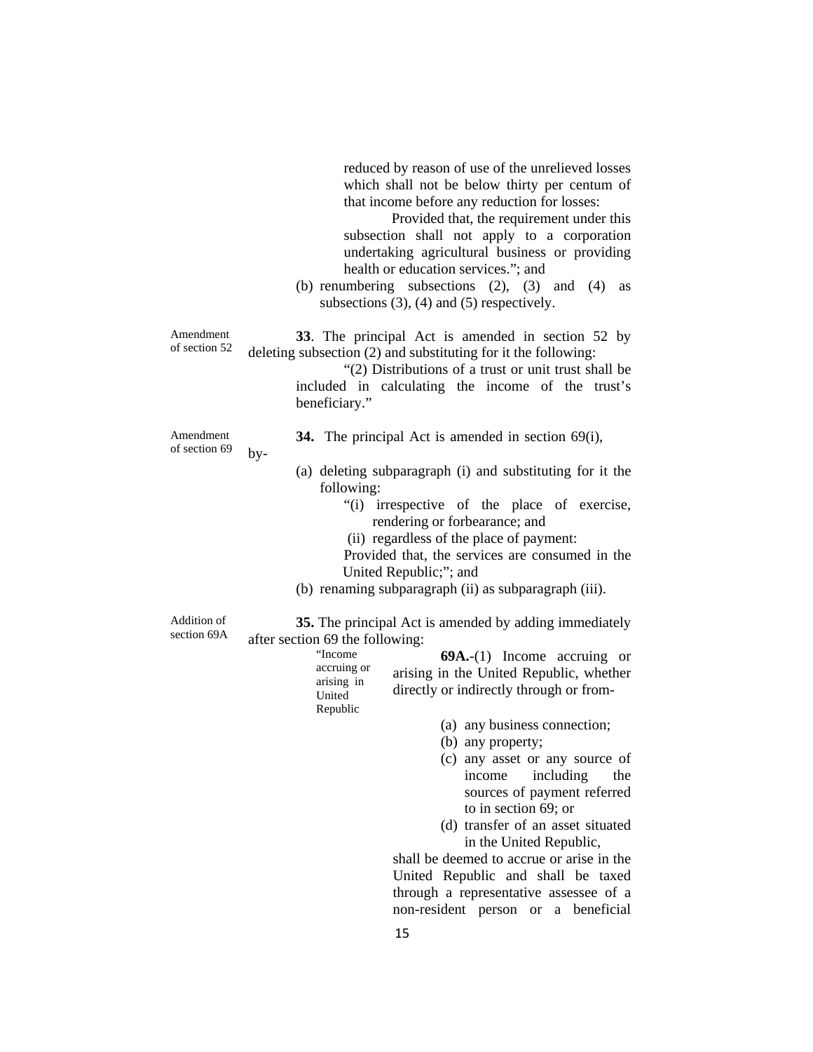reduced by reason of use of the unrelieved losses which shall not be below thirty per centum of that income before any reduction for losses:

Provided that, the requirement under this subsection shall not apply to a corporation undertaking agricultural business or providing health or education services."; and

(b) renumbering subsections (2), (3) and (4) as subsections (3), (4) and (5) respectively.

Amendment of section 52

**33**. The principal Act is amended in section 52 by deleting subsection (2) and substituting for it the following:

"(2) Distributions of a trust or unit trust shall be included in calculating the income of the trust's beneficiary."

Amendment of section 69

**34.** The principal Act is amended in section 69(i), by-

(a) deleting subparagraph (i) and substituting for it the following:

"(i) irrespective of the place of exercise, rendering or forbearance; and

(ii) regardless of the place of payment:

Provided that, the services are consumed in the United Republic;"; and

(b) renaming subparagraph (ii) as subparagraph (iii).

Addition of section 69A

**35.** The principal Act is amended by adding immediately after section 69 the following:

"Income accruing or arising in United Republic

**69A.**-(1) Income accruing or arising in the United Republic, whether directly or indirectly through or from-

(a) any business connection;

(b) any property;

(c) any asset or any source of income including the sources of payment referred to in section 69; or

(d) transfer of an asset situated in the United Republic,

shall be deemed to accrue or arise in the United Republic and shall be taxed through a representative assessee of a non-resident person or a beneficial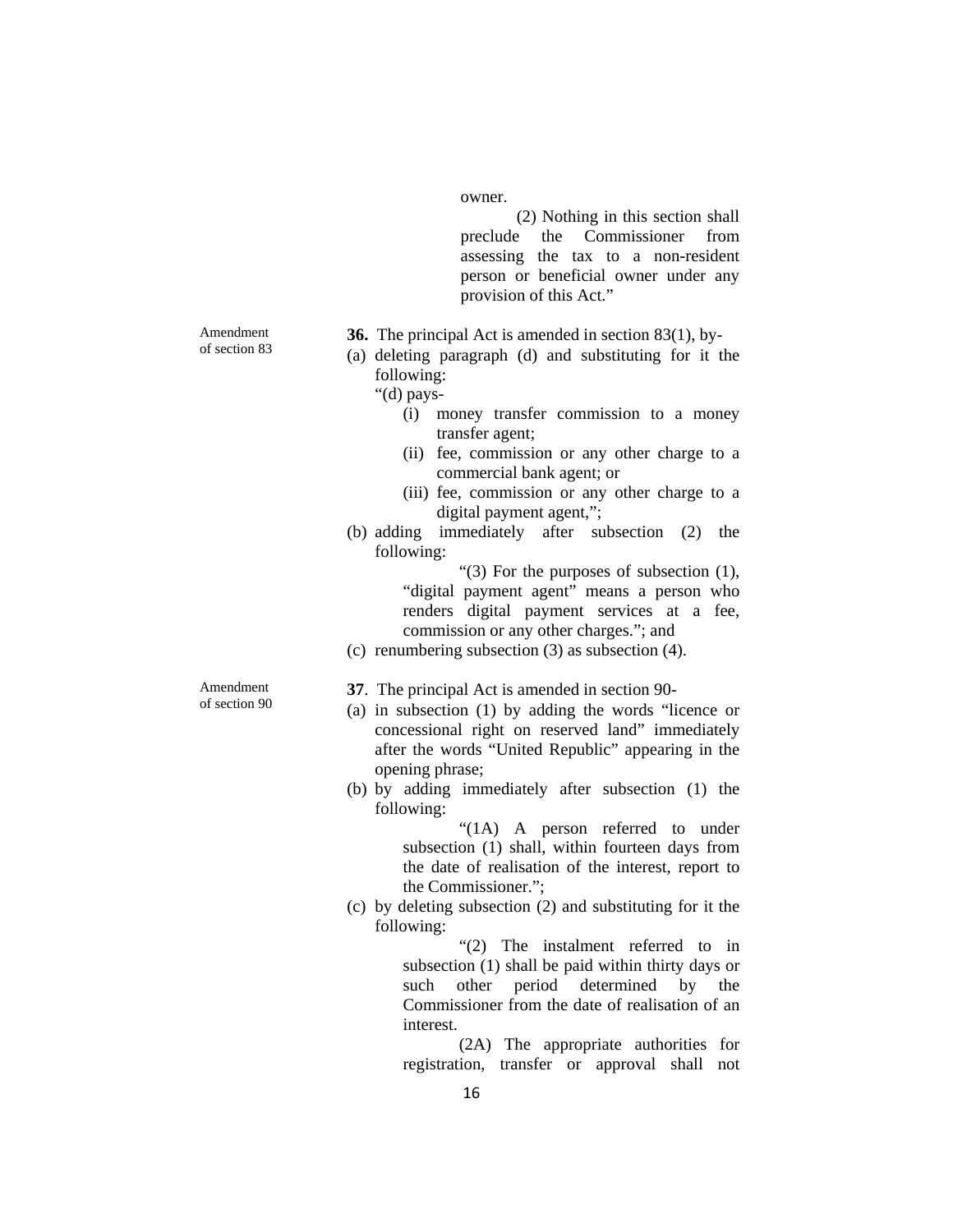owner.

(2) Nothing in this section shall preclude the Commissioner from assessing the tax to a non-resident person or beneficial owner under any provision of this Act."

Amendment of section 83

**36.** The principal Act is amended in section 83(1), by-

(a) deleting paragraph (d) and substituting for it the following:

"(d) pays-

(i) money transfer commission to a money transfer agent;

(ii) fee, commission or any other charge to a commercial bank agent; or

(iii) fee, commission or any other charge to a digital payment agent,";

(b) adding immediately after subsection (2) the following:

"(3) For the purposes of subsection (1), "digital payment agent" means a person who renders digital payment services at a fee, commission or any other charges."; and

(c) renumbering subsection (3) as subsection (4).

Amendment of section 90

**37**. The principal Act is amended in section 90-

(a) in subsection (1) by adding the words "licence or concessional right on reserved land" immediately after the words "United Republic" appearing in the opening phrase;

(b) by adding immediately after subsection (1) the following:

"(1A) A person referred to under subsection (1) shall, within fourteen days from the date of realisation of the interest, report to the Commissioner.";

(c) by deleting subsection (2) and substituting for it the following:

"(2) The instalment referred to in subsection (1) shall be paid within thirty days or such other period determined by the Commissioner from the date of realisation of an interest.

(2A) The appropriate authorities for registration, transfer or approval shall not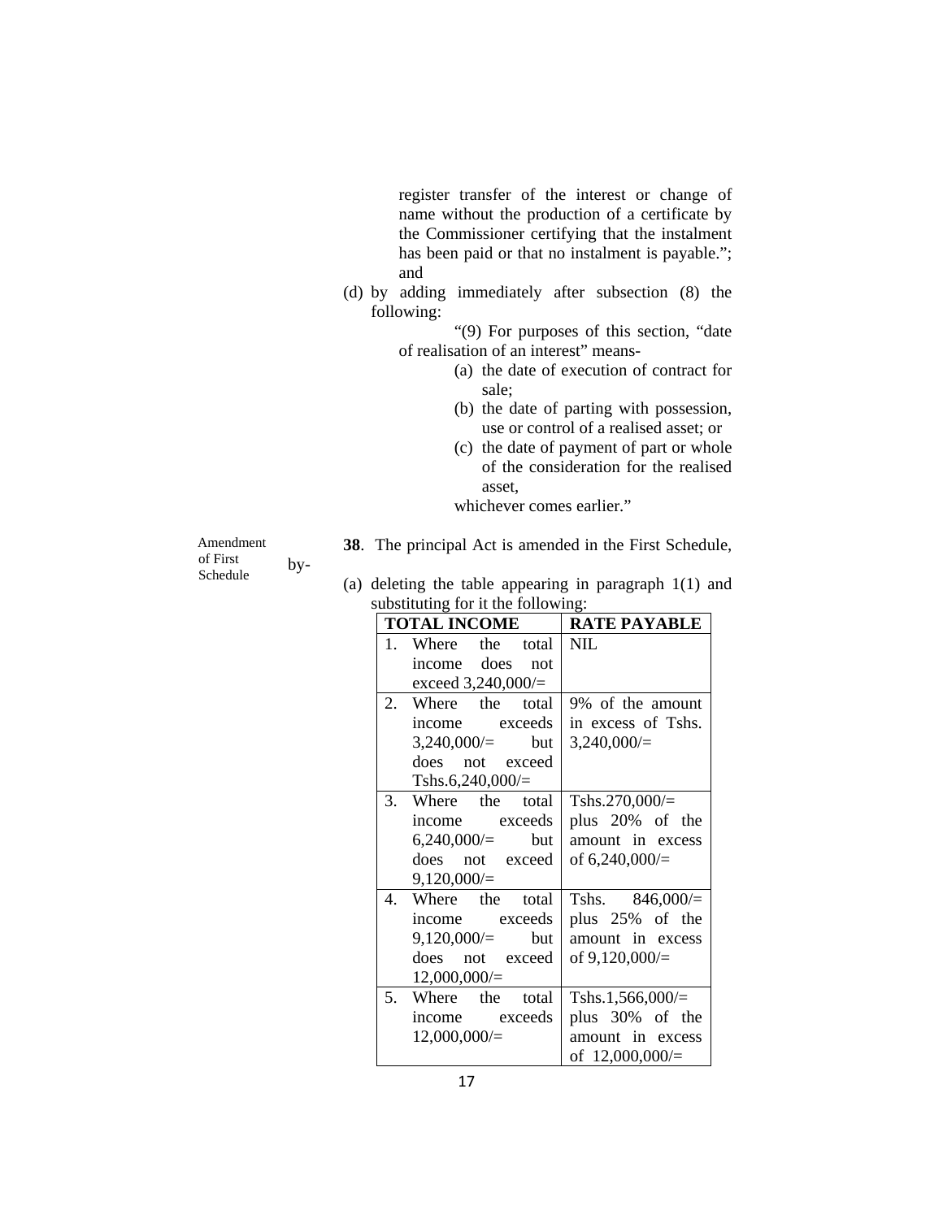register transfer of the interest or change of name without the production of a certificate by the Commissioner certifying that the instalment has been paid or that no instalment is payable."; and

(d) by adding immediately after subsection (8) the following:

"(9) For purposes of this section, "date of realisation of an interest" means-

(a) the date of execution of contract for sale;

(b) the date of parting with possession, use or control of a realised asset; or

(c) the date of payment of part or whole of the consideration for the realised asset,

whichever comes earlier."

Amendment of First Schedule

**38**. The principal Act is amended in the First Schedule, by-

(a) deleting the table appearing in paragraph 1(1) and substituting for it the following:

| TOTAL INCOME | RATE PAYABLE |
|---|---|
| 1. Where the total income does not exceed 3,240,000/= | NIL |
| 2. Where the total income exceeds 3,240,000/= but does not exceed Tshs.6,240,000/= | 9% of the amount in excess of Tshs. 3,240,000/= |
| 3. Where the total income exceeds 6,240,000/= but does not exceed 9,120,000/= | Tshs.270,000/= plus 20% of the amount in excess of 6,240,000/= |
| 4. Where the total income exceeds 9,120,000/= but does not exceed 12,000,000/= | Tshs. 846,000/= plus 25% of the amount in excess of 9,120,000/= |
| 5. Where the total income exceeds 12,000,000/= | Tshs.1,566,000/= plus 30% of the amount in excess of 12,000,000/= |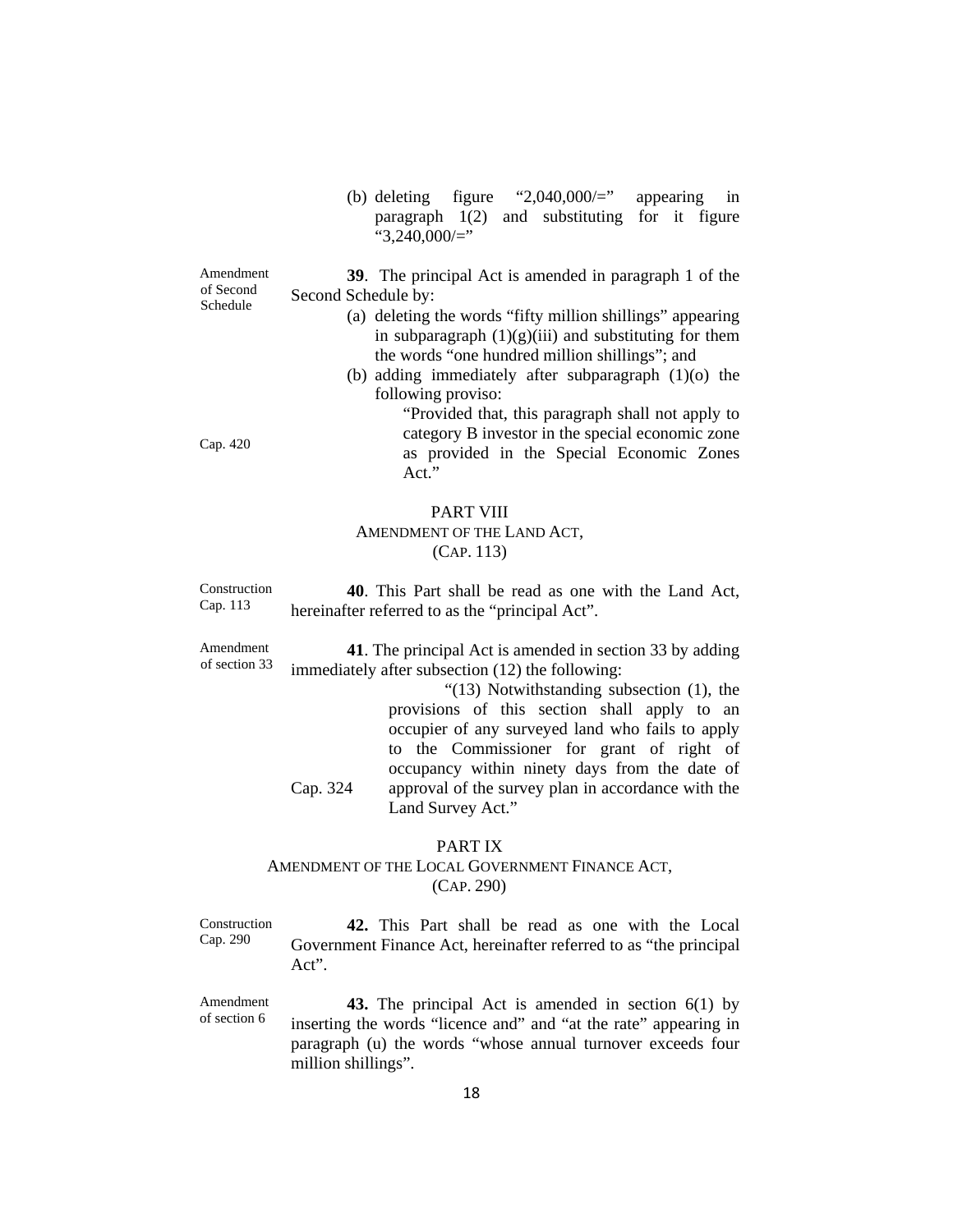(b) deleting figure "2,040,000/=" appearing in paragraph 1(2) and substituting for it figure "3,240,000/="

Amendment of Second Schedule

**39**. The principal Act is amended in paragraph 1 of the Second Schedule by:

(a) deleting the words "fifty million shillings" appearing in subparagraph (1)(g)(iii) and substituting for them the words "one hundred million shillings"; and

(b) adding immediately after subparagraph (1)(o) the following proviso:

"Provided that, this paragraph shall not apply to category B investor in the special economic zone as provided in the Special Economic Zones Act."

Cap. 420

## PART VIII
## AMENDMENT OF THE LAND ACT, (CAP. 113)

Construction Cap. 113

**40**. This Part shall be read as one with the Land Act, hereinafter referred to as the "principal Act".

Amendment of section 33

**41**. The principal Act is amended in section 33 by adding immediately after subsection (12) the following:

"(13) Notwithstanding subsection (1), the provisions of this section shall apply to an occupier of any surveyed land who fails to apply to the Commissioner for grant of right of occupancy within ninety days from the date of approval of the survey plan in accordance with the Land Survey Act."

Cap. 324

## PART IX
## AMENDMENT OF THE LOCAL GOVERNMENT FINANCE ACT, (CAP. 290)

Construction Cap. 290

**42.** This Part shall be read as one with the Local Government Finance Act, hereinafter referred to as "the principal Act".

Amendment of section 6

**43.** The principal Act is amended in section 6(1) by inserting the words "licence and" and "at the rate" appearing in paragraph (u) the words "whose annual turnover exceeds four million shillings".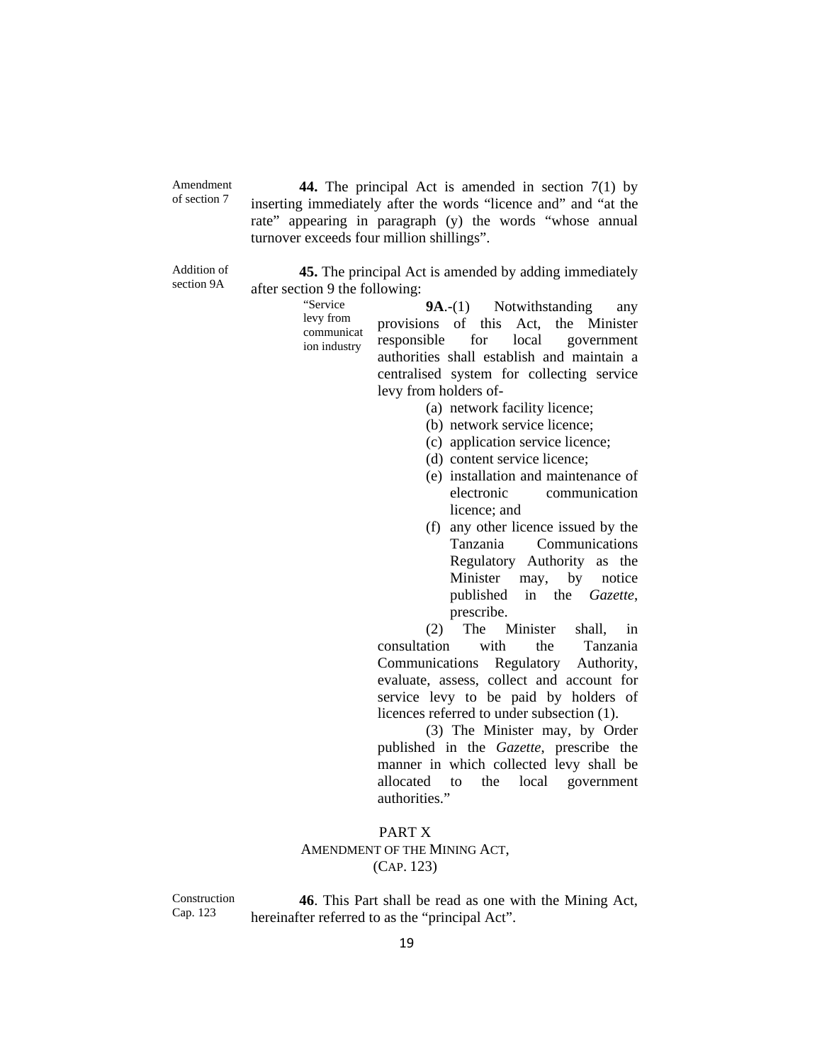Amendment of section 7

**44.** The principal Act is amended in section 7(1) by inserting immediately after the words "licence and" and "at the rate" appearing in paragraph (y) the words "whose annual turnover exceeds four million shillings".

Addition of section 9A

**45.** The principal Act is amended by adding immediately after section 9 the following:

"Service levy from communication industry

**9A**.-(1) Notwithstanding any provisions of this Act, the Minister responsible for local government authorities shall establish and maintain a centralised system for collecting service levy from holders of-

(a) network facility licence;
(b) network service licence;
(c) application service licence;
(d) content service licence;
(e) installation and maintenance of electronic communication licence; and
(f) any other licence issued by the Tanzania Communications Regulatory Authority as the Minister may, by notice published in the *Gazette*, prescribe.

(2) The Minister shall, in consultation with the Tanzania Communications Regulatory Authority, evaluate, assess, collect and account for service levy to be paid by holders of licences referred to under subsection (1).

(3) The Minister may, by Order published in the *Gazette*, prescribe the manner in which collected levy shall be allocated to the local government authorities."

## PART X
## AMENDMENT OF THE MINING ACT, (CAP. 123)

Construction Cap. 123

**46**. This Part shall be read as one with the Mining Act, hereinafter referred to as the "principal Act".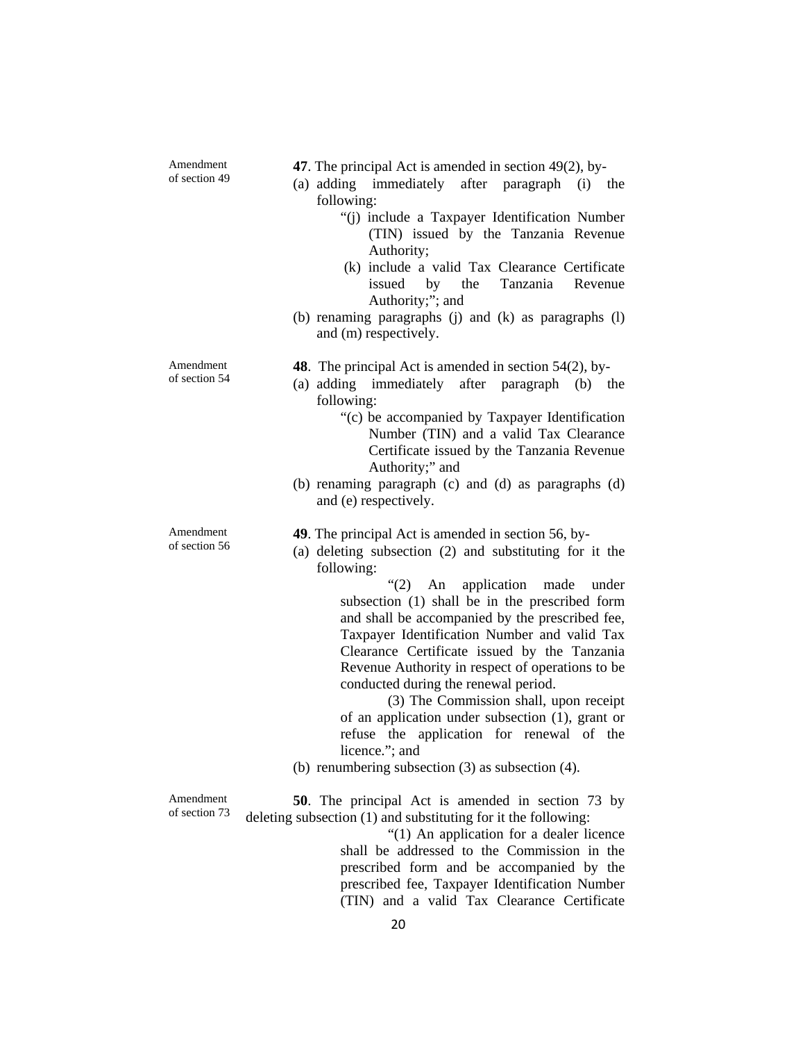Amendment of section 49

**47**. The principal Act is amended in section 49(2), by-

(a) adding immediately after paragraph (i) the following:

"(j) include a Taxpayer Identification Number (TIN) issued by the Tanzania Revenue Authority;

(k) include a valid Tax Clearance Certificate issued by the Tanzania Revenue Authority;"; and

(b) renaming paragraphs (j) and (k) as paragraphs (l) and (m) respectively.

Amendment of section 54

**48**. The principal Act is amended in section 54(2), by-

(a) adding immediately after paragraph (b) the following:

"(c) be accompanied by Taxpayer Identification Number (TIN) and a valid Tax Clearance Certificate issued by the Tanzania Revenue Authority;" and

(b) renaming paragraph (c) and (d) as paragraphs (d) and (e) respectively.

Amendment of section 56

**49**. The principal Act is amended in section 56, by-

(a) deleting subsection (2) and substituting for it the following:

"(2) An application made under subsection (1) shall be in the prescribed form and shall be accompanied by the prescribed fee, Taxpayer Identification Number and valid Tax Clearance Certificate issued by the Tanzania Revenue Authority in respect of operations to be conducted during the renewal period.

(3) The Commission shall, upon receipt of an application under subsection (1), grant or refuse the application for renewal of the licence."; and

(b) renumbering subsection (3) as subsection (4).

Amendment of section 73

**50**. The principal Act is amended in section 73 by deleting subsection (1) and substituting for it the following:

"(1) An application for a dealer licence shall be addressed to the Commission in the prescribed form and be accompanied by the prescribed fee, Taxpayer Identification Number (TIN) and a valid Tax Clearance Certificate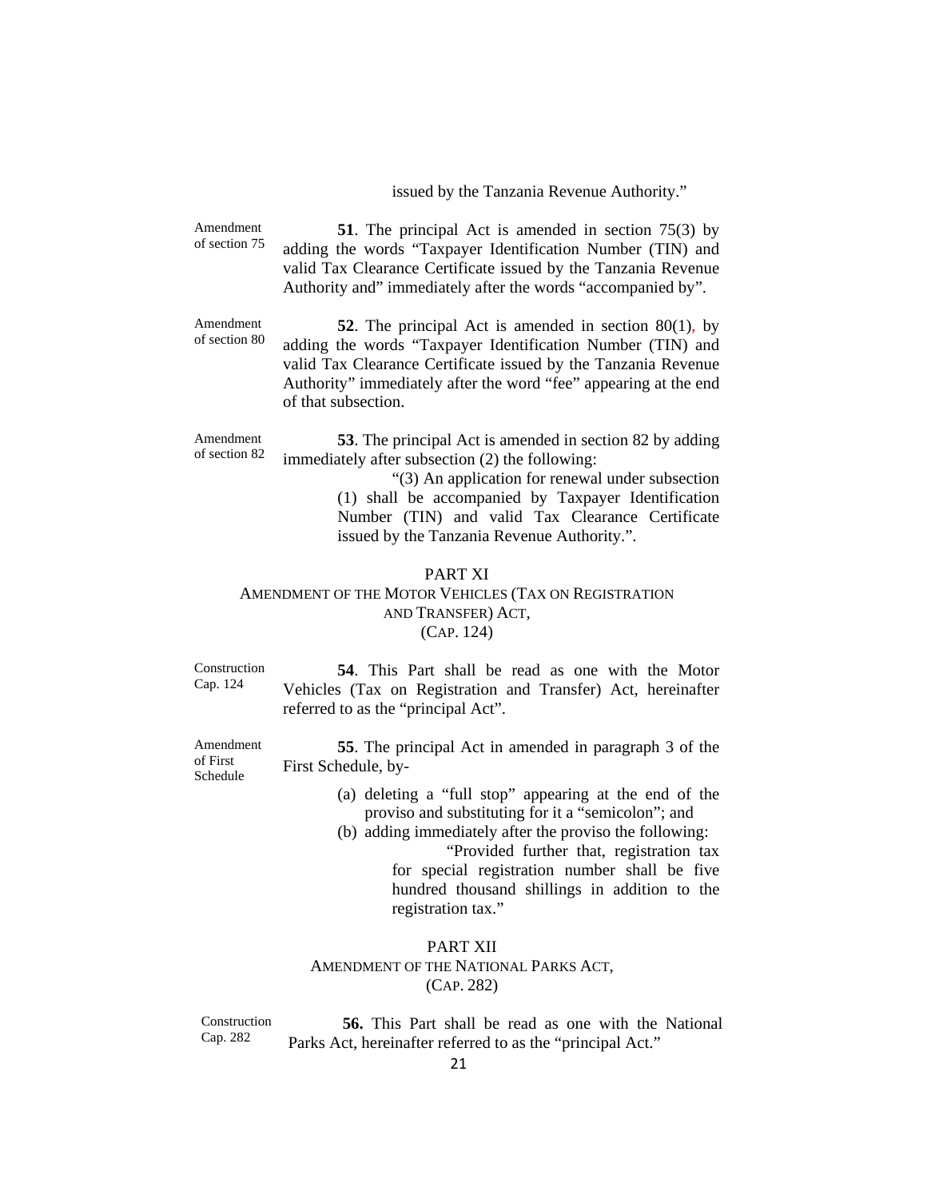issued by the Tanzania Revenue Authority."

Amendment of section 75

**51**. The principal Act is amended in section 75(3) by adding the words "Taxpayer Identification Number (TIN) and valid Tax Clearance Certificate issued by the Tanzania Revenue Authority and" immediately after the words "accompanied by".

Amendment of section 80

**52**. The principal Act is amended in section 80(1), by adding the words "Taxpayer Identification Number (TIN) and valid Tax Clearance Certificate issued by the Tanzania Revenue Authority" immediately after the word "fee" appearing at the end of that subsection.

Amendment of section 82

**53**. The principal Act is amended in section 82 by adding immediately after subsection (2) the following:

> "(3) An application for renewal under subsection (1) shall be accompanied by Taxpayer Identification Number (TIN) and valid Tax Clearance Certificate issued by the Tanzania Revenue Authority.".

## PART XI
## AMENDMENT OF THE MOTOR VEHICLES (TAX ON REGISTRATION AND TRANSFER) ACT, (CAP. 124)

Construction Cap. 124

**54**. This Part shall be read as one with the Motor Vehicles (Tax on Registration and Transfer) Act, hereinafter referred to as the "principal Act".

Amendment of First Schedule

**55**. The principal Act in amended in paragraph 3 of the First Schedule, by-

(a) deleting a "full stop" appearing at the end of the proviso and substituting for it a "semicolon"; and

(b) adding immediately after the proviso the following:

> "Provided further that, registration tax for special registration number shall be five hundred thousand shillings in addition to the registration tax."

## PART XII
## AMENDMENT OF THE NATIONAL PARKS ACT, (CAP. 282)

Construction Cap. 282

**56.** This Part shall be read as one with the National Parks Act, hereinafter referred to as the "principal Act."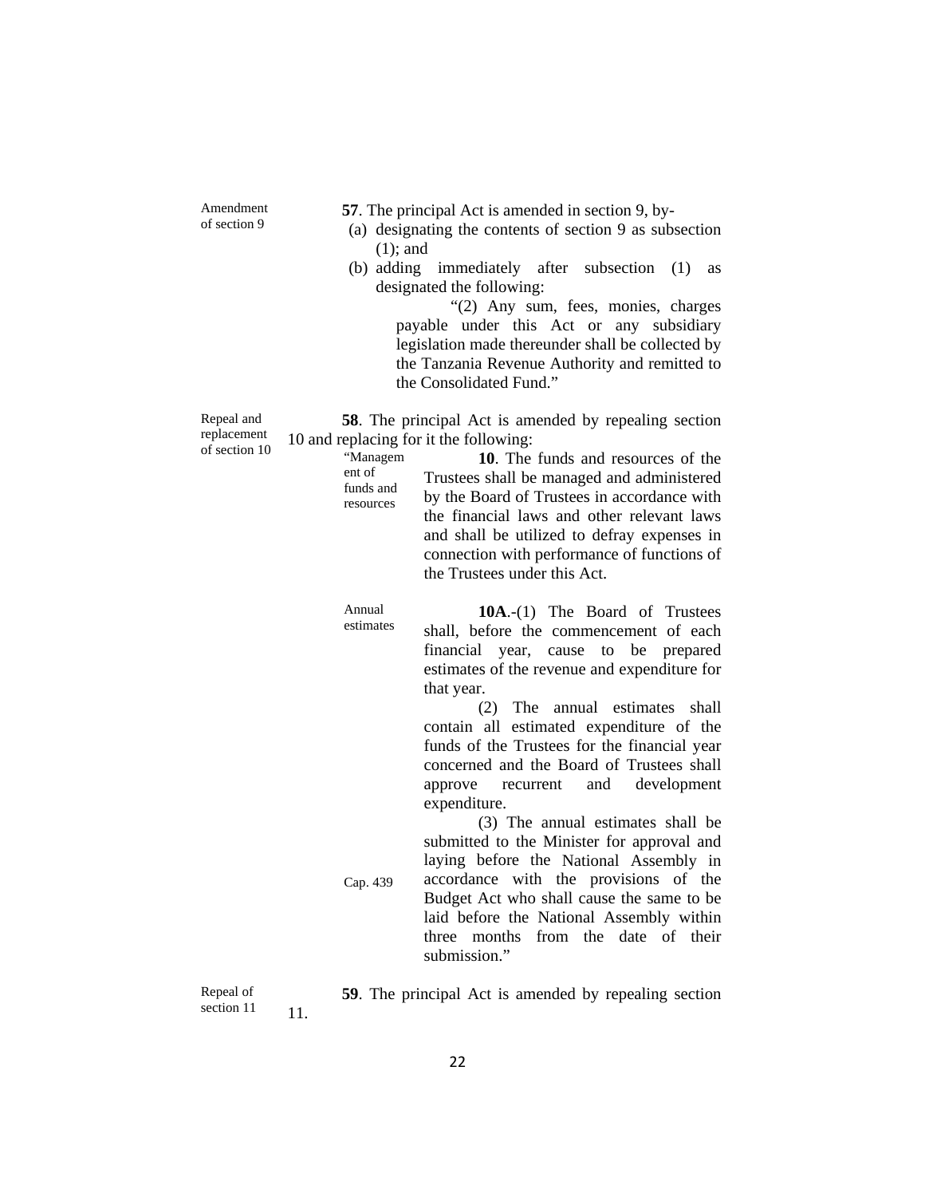Amendment of section 9

**57**. The principal Act is amended in section 9, by-

(a) designating the contents of section 9 as subsection (1); and

(b) adding immediately after subsection (1) as designated the following:

> "(2) Any sum, fees, monies, charges payable under this Act or any subsidiary legislation made thereunder shall be collected by the Tanzania Revenue Authority and remitted to the Consolidated Fund."

Repeal and replacement of section 10

**58**. The principal Act is amended by repealing section 10 and replacing for it the following:

> "Management of funds and resources
>
> **10**. The funds and resources of the Trustees shall be managed and administered by the Board of Trustees in accordance with the financial laws and other relevant laws and shall be utilized to defray expenses in connection with performance of functions of the Trustees under this Act.
>
> Annual estimates
>
> **10A**.-(1) The Board of Trustees shall, before the commencement of each financial year, cause to be prepared estimates of the revenue and expenditure for that year.
>
> (2) The annual estimates shall contain all estimated expenditure of the funds of the Trustees for the financial year concerned and the Board of Trustees shall approve recurrent and development expenditure.
>
> Cap. 439
>
> (3) The annual estimates shall be submitted to the Minister for approval and laying before the National Assembly in accordance with the provisions of the Budget Act who shall cause the same to be laid before the National Assembly within three months from the date of their submission."

Repeal of section 11

**59**. The principal Act is amended by repealing section 11.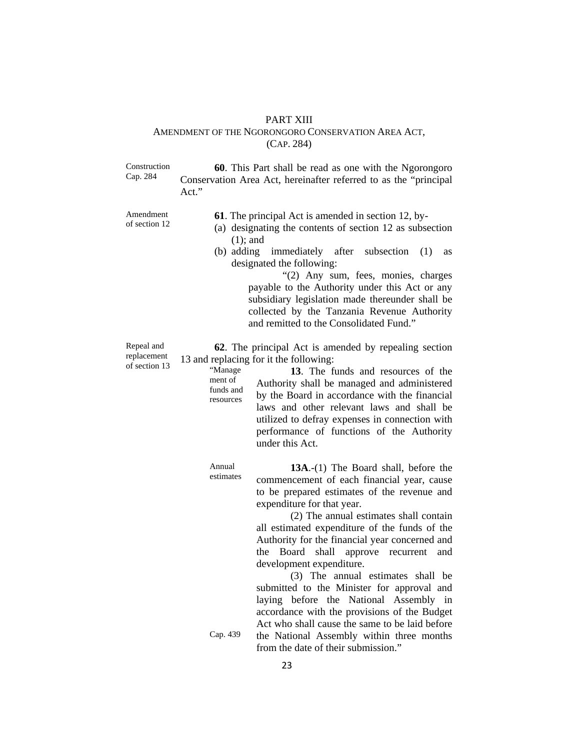# PART XIII
## AMENDMENT OF THE NGORONGORO CONSERVATION AREA ACT, (CAP. 284)

Construction Cap. 284

**60**. This Part shall be read as one with the Ngorongoro Conservation Area Act, hereinafter referred to as the "principal Act."

Amendment of section 12

**61**. The principal Act is amended in section 12, by-

(a) designating the contents of section 12 as subsection (1); and

(b) adding immediately after subsection (1) as designated the following:

"(2) Any sum, fees, monies, charges payable to the Authority under this Act or any subsidiary legislation made thereunder shall be collected by the Tanzania Revenue Authority and remitted to the Consolidated Fund."

Repeal and replacement of section 13

**62**. The principal Act is amended by repealing section 13 and replacing for it the following:

"Management of funds and resources

**13**. The funds and resources of the Authority shall be managed and administered by the Board in accordance with the financial laws and other relevant laws and shall be utilized to defray expenses in connection with performance of functions of the Authority under this Act.

Annual estimates

**13A**.-(1) The Board shall, before the commencement of each financial year, cause to be prepared estimates of the revenue and expenditure for that year.

(2) The annual estimates shall contain all estimated expenditure of the funds of the Authority for the financial year concerned and the Board shall approve recurrent and development expenditure.

(3) The annual estimates shall be submitted to the Minister for approval and laying before the National Assembly in accordance with the provisions of the Budget Act who shall cause the same to be laid before the National Assembly within three months from the date of their submission."

Cap. 439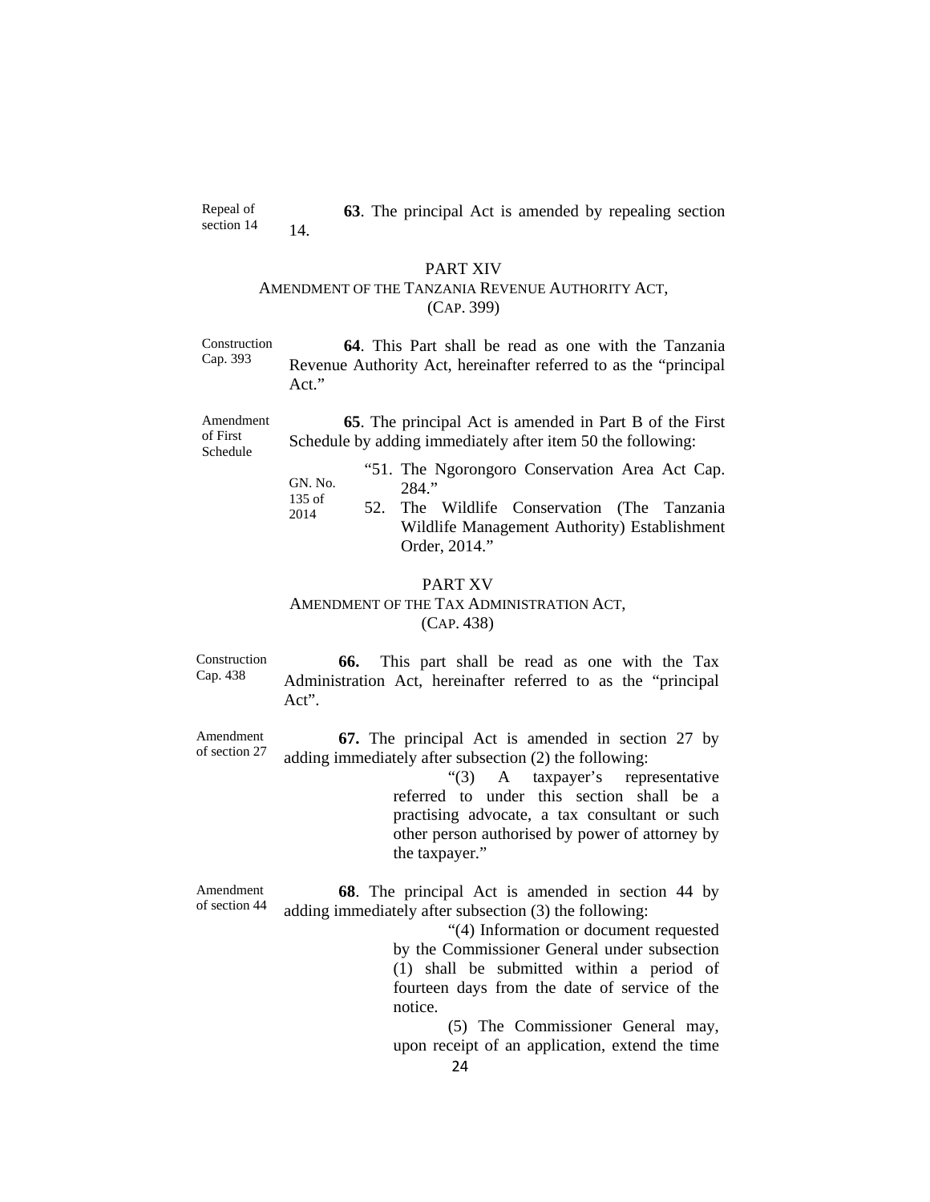Repeal of section 14

**63**. The principal Act is amended by repealing section 14.

## PART XIV
## AMENDMENT OF THE TANZANIA REVENUE AUTHORITY ACT, (CAP. 399)

Construction Cap. 393

**64**. This Part shall be read as one with the Tanzania Revenue Authority Act, hereinafter referred to as the "principal Act."

Amendment of First Schedule

**65**. The principal Act is amended in Part B of the First Schedule by adding immediately after item 50 the following:

"51. The Ngorongoro Conservation Area Act Cap. 284."

GN. No. 135 of 2014

52. The Wildlife Conservation (The Tanzania Wildlife Management Authority) Establishment Order, 2014."

## PART XV
## AMENDMENT OF THE TAX ADMINISTRATION ACT, (CAP. 438)

Construction Cap. 438

**66.** This part shall be read as one with the Tax Administration Act, hereinafter referred to as the "principal Act".

Amendment of section 27

**67.** The principal Act is amended in section 27 by adding immediately after subsection (2) the following:

"(3) A taxpayer's representative referred to under this section shall be a practising advocate, a tax consultant or such other person authorised by power of attorney by the taxpayer."

Amendment of section 44

**68**. The principal Act is amended in section 44 by adding immediately after subsection (3) the following:

"(4) Information or document requested by the Commissioner General under subsection (1) shall be submitted within a period of fourteen days from the date of service of the notice.

(5) The Commissioner General may, upon receipt of an application, extend the time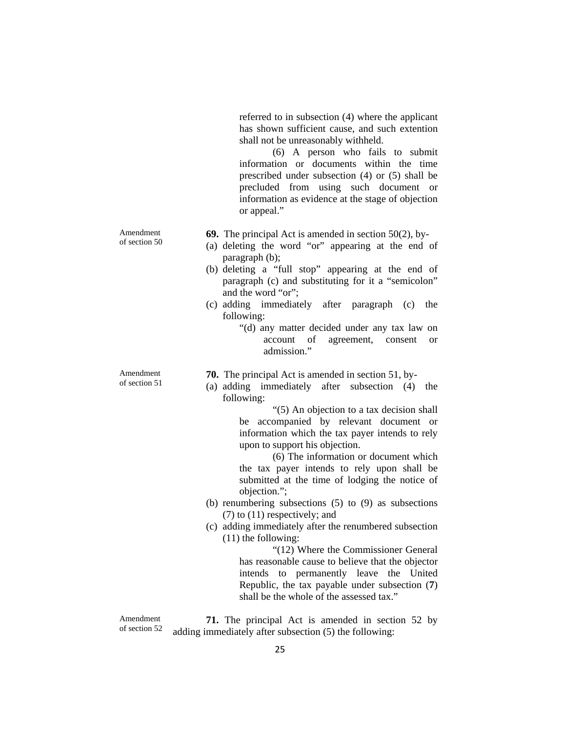referred to in subsection (4) where the applicant has shown sufficient cause, and such extention shall not be unreasonably withheld.

(6) A person who fails to submit information or documents within the time prescribed under subsection (4) or (5) shall be precluded from using such document or information as evidence at the stage of objection or appeal."

Amendment of section 50

**69.** The principal Act is amended in section 50(2), by-

(a) deleting the word "or" appearing at the end of paragraph (b);

(b) deleting a "full stop" appearing at the end of paragraph (c) and substituting for it a "semicolon" and the word "or";

(c) adding immediately after paragraph (c) the following:

"(d) any matter decided under any tax law on account of agreement, consent or admission."

Amendment of section 51

**70.** The principal Act is amended in section 51, by-

(a) adding immediately after subsection (4) the following:

"(5) An objection to a tax decision shall be accompanied by relevant document or information which the tax payer intends to rely upon to support his objection.

(6) The information or document which the tax payer intends to rely upon shall be submitted at the time of lodging the notice of objection.";

(b) renumbering subsections (5) to (9) as subsections (7) to (11) respectively; and

(c) adding immediately after the renumbered subsection (11) the following:

"(12) Where the Commissioner General has reasonable cause to believe that the objector intends to permanently leave the United Republic, the tax payable under subsection (**7**) shall be the whole of the assessed tax."

Amendment of section 52

**71.** The principal Act is amended in section 52 by adding immediately after subsection (5) the following: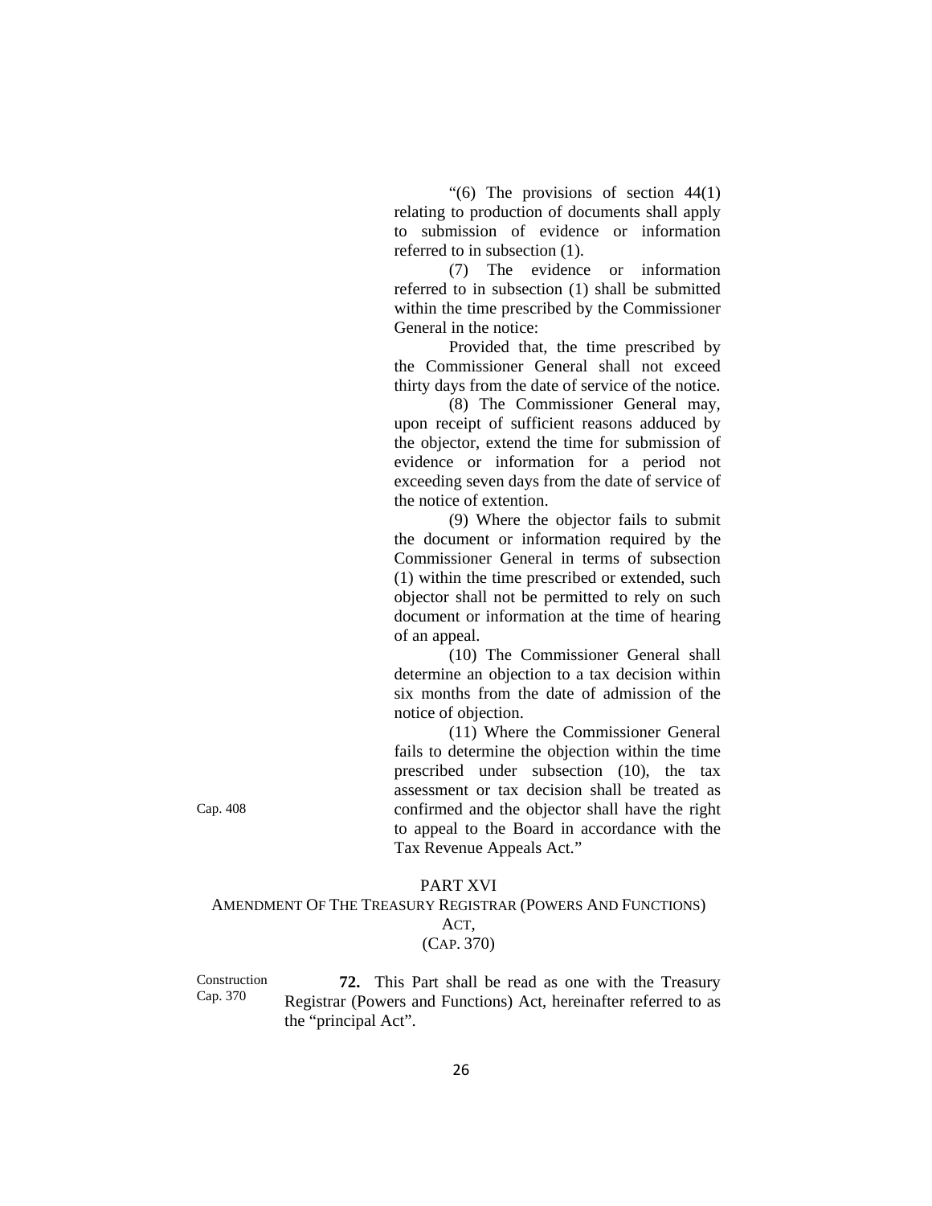"(6) The provisions of section 44(1) relating to production of documents shall apply to submission of evidence or information referred to in subsection (1).

(7) The evidence or information referred to in subsection (1) shall be submitted within the time prescribed by the Commissioner General in the notice:

Provided that, the time prescribed by the Commissioner General shall not exceed thirty days from the date of service of the notice.

(8) The Commissioner General may, upon receipt of sufficient reasons adduced by the objector, extend the time for submission of evidence or information for a period not exceeding seven days from the date of service of the notice of extention.

(9) Where the objector fails to submit the document or information required by the Commissioner General in terms of subsection (1) within the time prescribed or extended, such objector shall not be permitted to rely on such document or information at the time of hearing of an appeal.

(10) The Commissioner General shall determine an objection to a tax decision within six months from the date of admission of the notice of objection.

(11) Where the Commissioner General fails to determine the objection within the time prescribed under subsection (10), the tax assessment or tax decision shall be treated as confirmed and the objector shall have the right to appeal to the Board in accordance with the Tax Revenue Appeals Act."

Cap. 408

## PART XVI
## AMENDMENT OF THE TREASURY REGISTRAR (POWERS AND FUNCTIONS) ACT,
## (CAP. 370)

Construction Cap. 370

**72.** This Part shall be read as one with the Treasury Registrar (Powers and Functions) Act, hereinafter referred to as the "principal Act".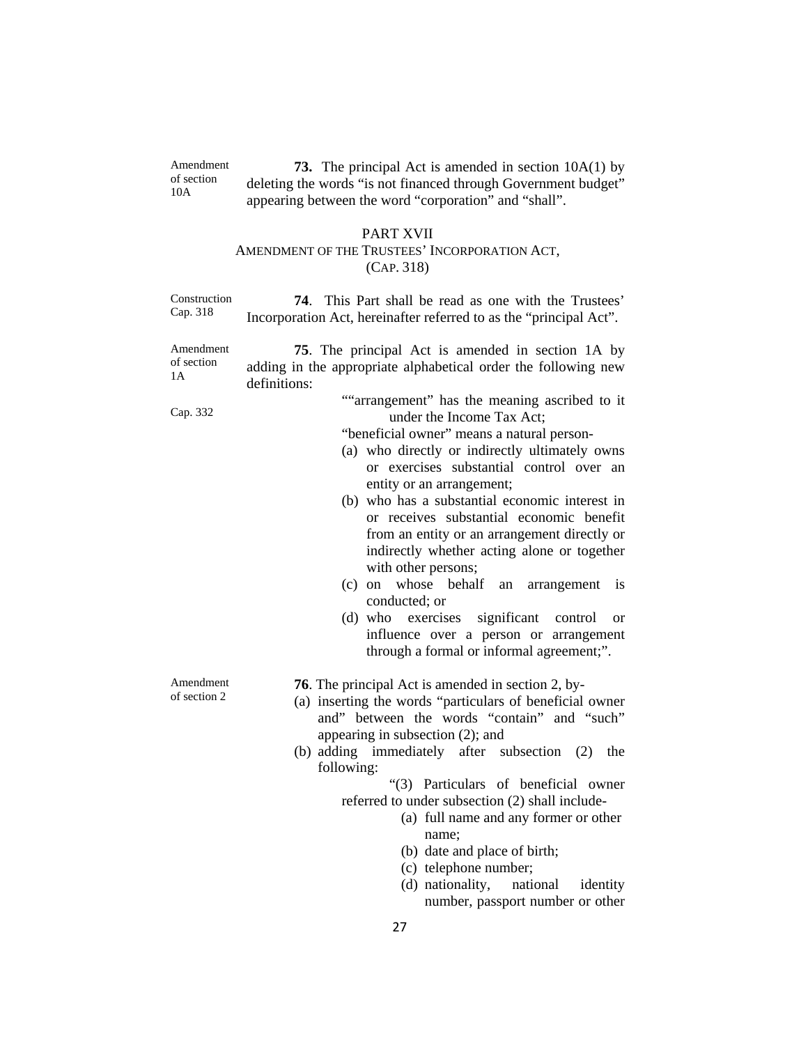Amendment of section 10A

**73.** The principal Act is amended in section 10A(1) by deleting the words "is not financed through Government budget" appearing between the word "corporation" and "shall".

## PART XVII
## AMENDMENT OF THE TRUSTEES' INCORPORATION ACT, (CAP. 318)

Construction Cap. 318

**74**. This Part shall be read as one with the Trustees' Incorporation Act, hereinafter referred to as the "principal Act".

Amendment of section 1A

**75**. The principal Act is amended in section 1A by adding in the appropriate alphabetical order the following new definitions:

Cap. 332

""arrangement" has the meaning ascribed to it under the Income Tax Act;

"beneficial owner" means a natural person-

(a) who directly or indirectly ultimately owns or exercises substantial control over an entity or an arrangement;

(b) who has a substantial economic interest in or receives substantial economic benefit from an entity or an arrangement directly or indirectly whether acting alone or together with other persons;

(c) on whose behalf an arrangement is conducted; or

(d) who exercises significant control or influence over a person or arrangement through a formal or informal agreement;".

Amendment of section 2

**76**. The principal Act is amended in section 2, by-

(a) inserting the words "particulars of beneficial owner and" between the words "contain" and "such" appearing in subsection (2); and

(b) adding immediately after subsection (2) the following:

"(3) Particulars of beneficial owner referred to under subsection (2) shall include-

(a) full name and any former or other name;

(b) date and place of birth;

(c) telephone number;

(d) nationality, national identity number, passport number or other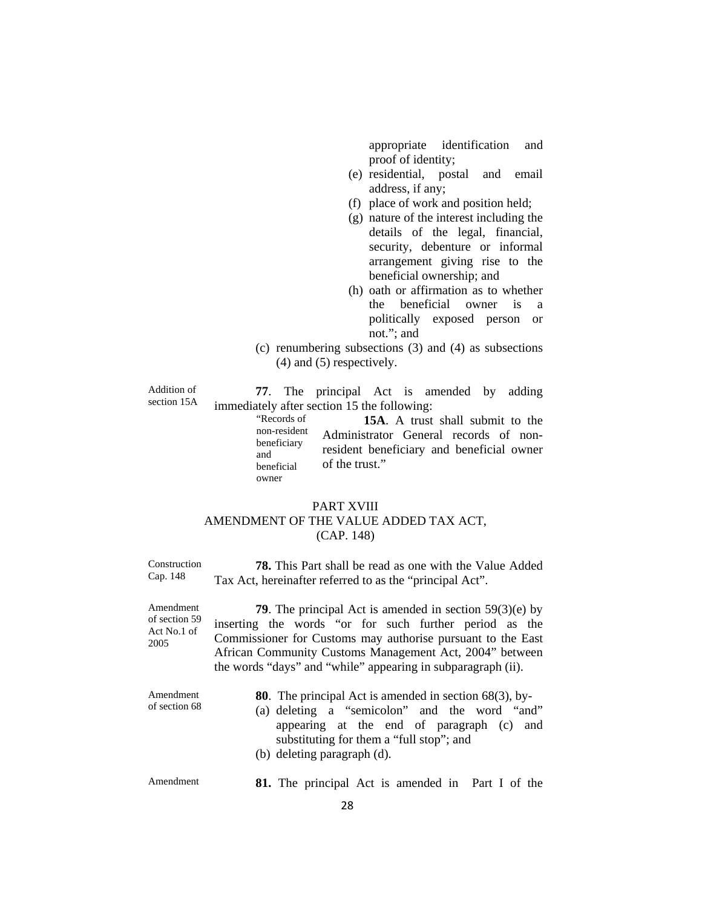appropriate identification and proof of identity;

(e) residential, postal and email address, if any;

(f) place of work and position held;

(g) nature of the interest including the details of the legal, financial, security, debenture or informal arrangement giving rise to the beneficial ownership; and

(h) oath or affirmation as to whether the beneficial owner is a politically exposed person or not."; and

(c) renumbering subsections (3) and (4) as subsections (4) and (5) respectively.

Addition of section 15A

**77**. The principal Act is amended by adding immediately after section 15 the following:

"Records of non-resident beneficiary and beneficial owner

**15A**. A trust shall submit to the Administrator General records of non-resident beneficiary and beneficial owner of the trust."

## PART XVIII
## AMENDMENT OF THE VALUE ADDED TAX ACT, (CAP. 148)

Construction Cap. 148

**78.** This Part shall be read as one with the Value Added Tax Act, hereinafter referred to as the "principal Act".

Amendment of section 59 Act No.1 of 2005

**79**. The principal Act is amended in section 59(3)(e) by inserting the words "or for such further period as the Commissioner for Customs may authorise pursuant to the East African Community Customs Management Act, 2004" between the words "days" and "while" appearing in subparagraph (ii).

Amendment of section 68

**80**. The principal Act is amended in section 68(3), by-

(a) deleting a "semicolon" and the word "and" appearing at the end of paragraph (c) and substituting for them a "full stop"; and

(b) deleting paragraph (d).

Amendment

**81.** The principal Act is amended in Part I of the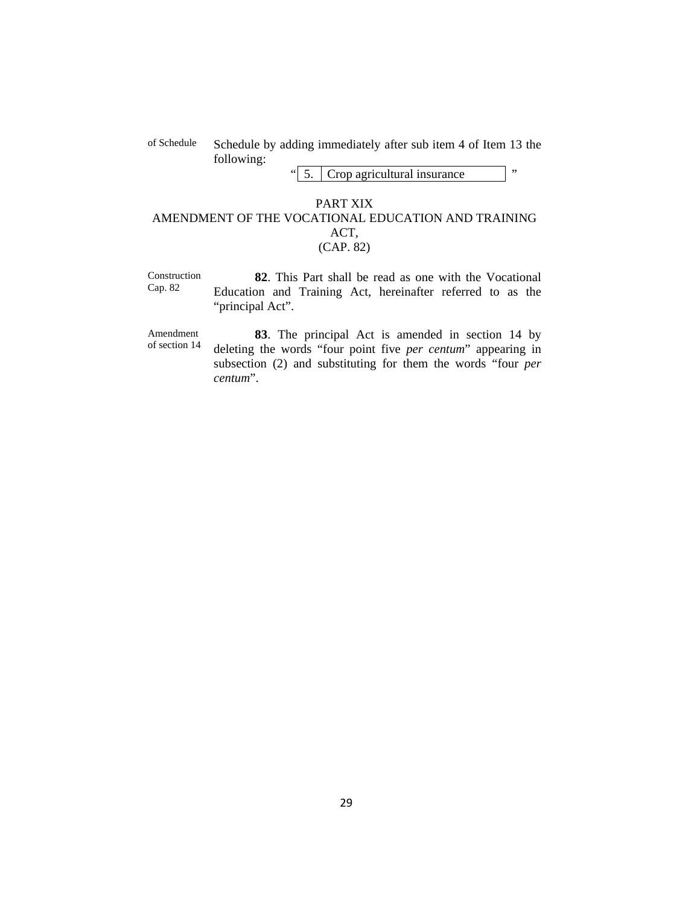of Schedule

Schedule by adding immediately after sub item 4 of Item 13 the following:

“
| 5. | Crop agricultural insurance |
|---|---|
”

## PART XIX
## AMENDMENT OF THE VOCATIONAL EDUCATION AND TRAINING ACT,
## (CAP. 82)

Construction Cap. 82

**82**. This Part shall be read as one with the Vocational Education and Training Act, hereinafter referred to as the “principal Act”.

Amendment of section 14

**83**. The principal Act is amended in section 14 by deleting the words “four point five *per centum*” appearing in subsection (2) and substituting for them the words “four *per centum*”.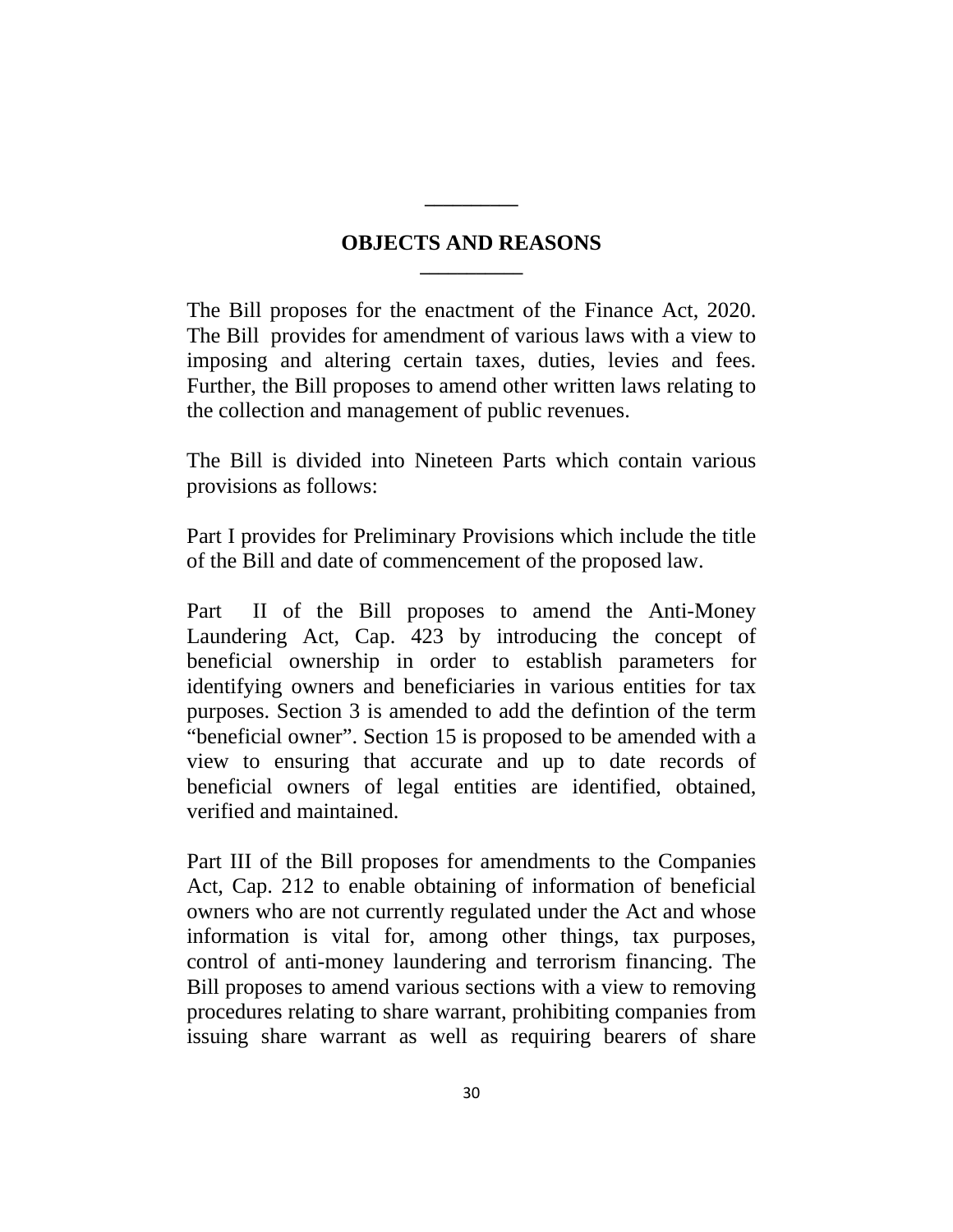## OBJECTS AND REASONS

The Bill proposes for the enactment of the Finance Act, 2020. The Bill provides for amendment of various laws with a view to imposing and altering certain taxes, duties, levies and fees. Further, the Bill proposes to amend other written laws relating to the collection and management of public revenues.

The Bill is divided into Nineteen Parts which contain various provisions as follows:

Part I provides for Preliminary Provisions which include the title of the Bill and date of commencement of the proposed law.

Part II of the Bill proposes to amend the Anti-Money Laundering Act, Cap. 423 by introducing the concept of beneficial ownership in order to establish parameters for identifying owners and beneficiaries in various entities for tax purposes. Section 3 is amended to add the defintion of the term "beneficial owner". Section 15 is proposed to be amended with a view to ensuring that accurate and up to date records of beneficial owners of legal entities are identified, obtained, verified and maintained.

Part III of the Bill proposes for amendments to the Companies Act, Cap. 212 to enable obtaining of information of beneficial owners who are not currently regulated under the Act and whose information is vital for, among other things, tax purposes, control of anti-money laundering and terrorism financing. The Bill proposes to amend various sections with a view to removing procedures relating to share warrant, prohibiting companies from issuing share warrant as well as requiring bearers of share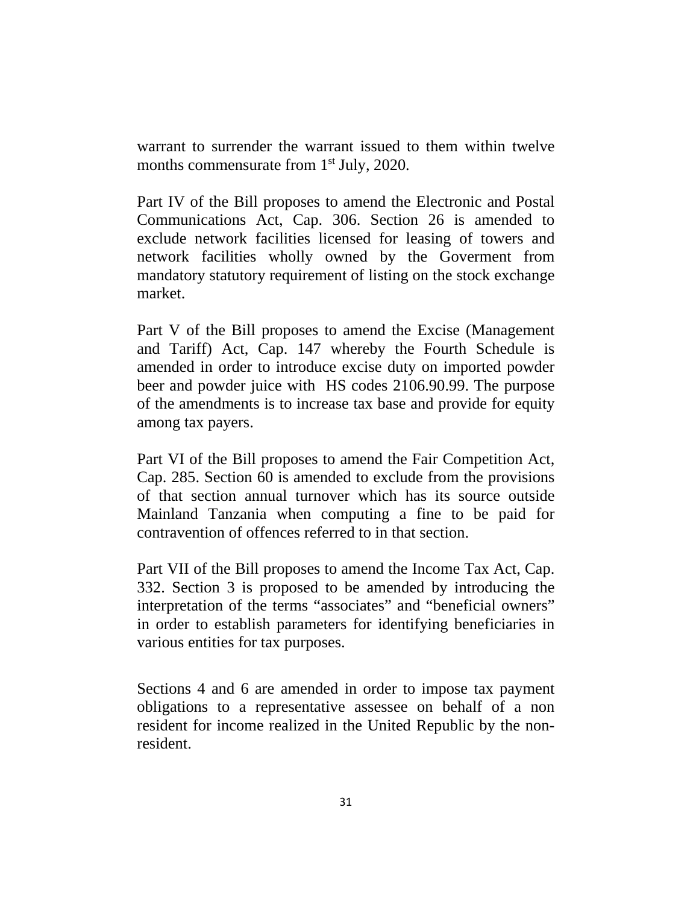warrant to surrender the warrant issued to them within twelve months commensurate from 1st July, 2020.

Part IV of the Bill proposes to amend the Electronic and Postal Communications Act, Cap. 306. Section 26 is amended to exclude network facilities licensed for leasing of towers and network facilities wholly owned by the Goverment from mandatory statutory requirement of listing on the stock exchange market.

Part V of the Bill proposes to amend the Excise (Management and Tariff) Act, Cap. 147 whereby the Fourth Schedule is amended in order to introduce excise duty on imported powder beer and powder juice with HS codes 2106.90.99. The purpose of the amendments is to increase tax base and provide for equity among tax payers.

Part VI of the Bill proposes to amend the Fair Competition Act, Cap. 285. Section 60 is amended to exclude from the provisions of that section annual turnover which has its source outside Mainland Tanzania when computing a fine to be paid for contravention of offences referred to in that section.

Part VII of the Bill proposes to amend the Income Tax Act, Cap. 332. Section 3 is proposed to be amended by introducing the interpretation of the terms "associates" and "beneficial owners" in order to establish parameters for identifying beneficiaries in various entities for tax purposes.

Sections 4 and 6 are amended in order to impose tax payment obligations to a representative assessee on behalf of a non resident for income realized in the United Republic by the non-resident.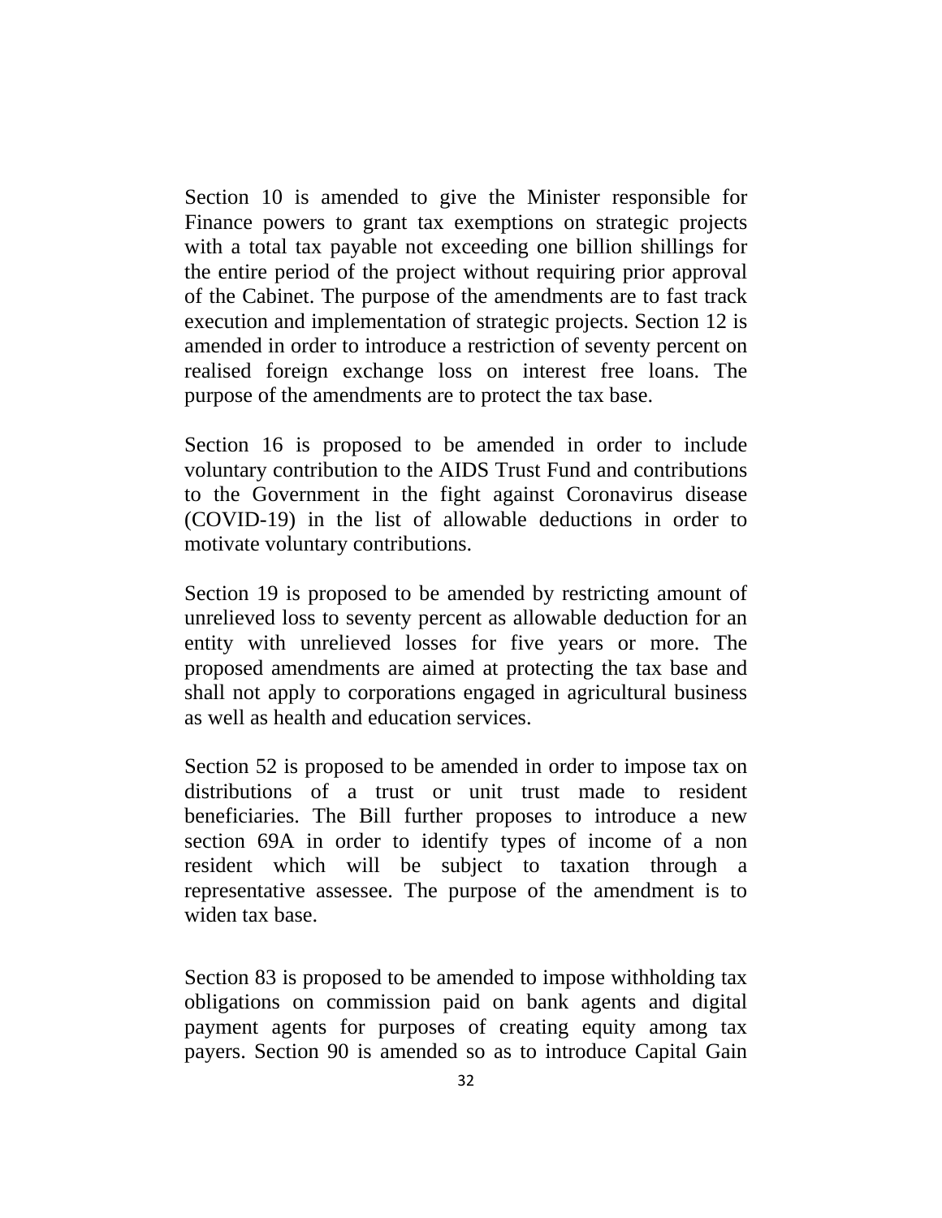Section 10 is amended to give the Minister responsible for Finance powers to grant tax exemptions on strategic projects with a total tax payable not exceeding one billion shillings for the entire period of the project without requiring prior approval of the Cabinet. The purpose of the amendments are to fast track execution and implementation of strategic projects. Section 12 is amended in order to introduce a restriction of seventy percent on realised foreign exchange loss on interest free loans. The purpose of the amendments are to protect the tax base.

Section 16 is proposed to be amended in order to include voluntary contribution to the AIDS Trust Fund and contributions to the Government in the fight against Coronavirus disease (COVID-19) in the list of allowable deductions in order to motivate voluntary contributions.

Section 19 is proposed to be amended by restricting amount of unrelieved loss to seventy percent as allowable deduction for an entity with unrelieved losses for five years or more. The proposed amendments are aimed at protecting the tax base and shall not apply to corporations engaged in agricultural business as well as health and education services.

Section 52 is proposed to be amended in order to impose tax on distributions of a trust or unit trust made to resident beneficiaries. The Bill further proposes to introduce a new section 69A in order to identify types of income of a non resident which will be subject to taxation through a representative assessee. The purpose of the amendment is to widen tax base.

Section 83 is proposed to be amended to impose withholding tax obligations on commission paid on bank agents and digital payment agents for purposes of creating equity among tax payers. Section 90 is amended so as to introduce Capital Gain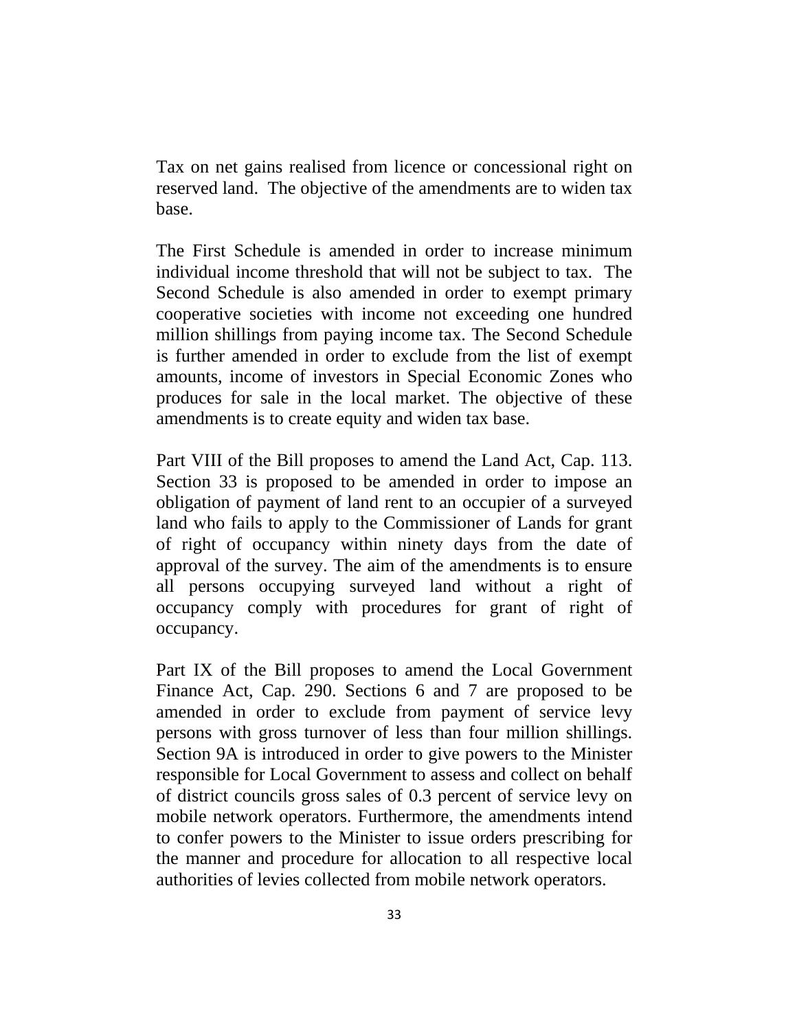Tax on net gains realised from licence or concessional right on reserved land. The objective of the amendments are to widen tax base.

The First Schedule is amended in order to increase minimum individual income threshold that will not be subject to tax. The Second Schedule is also amended in order to exempt primary cooperative societies with income not exceeding one hundred million shillings from paying income tax. The Second Schedule is further amended in order to exclude from the list of exempt amounts, income of investors in Special Economic Zones who produces for sale in the local market. The objective of these amendments is to create equity and widen tax base.

Part VIII of the Bill proposes to amend the Land Act, Cap. 113. Section 33 is proposed to be amended in order to impose an obligation of payment of land rent to an occupier of a surveyed land who fails to apply to the Commissioner of Lands for grant of right of occupancy within ninety days from the date of approval of the survey. The aim of the amendments is to ensure all persons occupying surveyed land without a right of occupancy comply with procedures for grant of right of occupancy.

Part IX of the Bill proposes to amend the Local Government Finance Act, Cap. 290. Sections 6 and 7 are proposed to be amended in order to exclude from payment of service levy persons with gross turnover of less than four million shillings. Section 9A is introduced in order to give powers to the Minister responsible for Local Government to assess and collect on behalf of district councils gross sales of 0.3 percent of service levy on mobile network operators. Furthermore, the amendments intend to confer powers to the Minister to issue orders prescribing for the manner and procedure for allocation to all respective local authorities of levies collected from mobile network operators.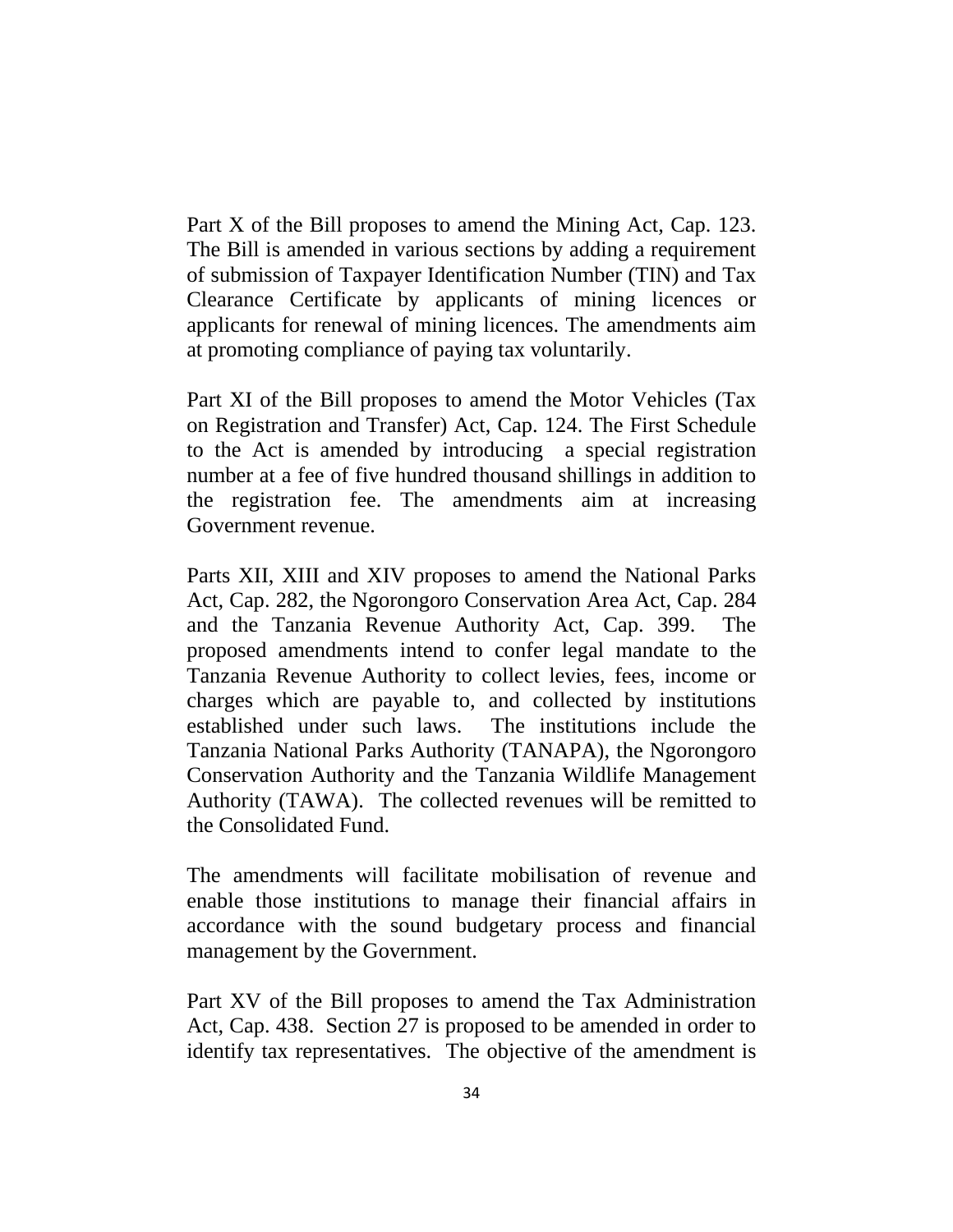Part X of the Bill proposes to amend the Mining Act, Cap. 123. The Bill is amended in various sections by adding a requirement of submission of Taxpayer Identification Number (TIN) and Tax Clearance Certificate by applicants of mining licences or applicants for renewal of mining licences. The amendments aim at promoting compliance of paying tax voluntarily.

Part XI of the Bill proposes to amend the Motor Vehicles (Tax on Registration and Transfer) Act, Cap. 124. The First Schedule to the Act is amended by introducing a special registration number at a fee of five hundred thousand shillings in addition to the registration fee. The amendments aim at increasing Government revenue.

Parts XII, XIII and XIV proposes to amend the National Parks Act, Cap. 282, the Ngorongoro Conservation Area Act, Cap. 284 and the Tanzania Revenue Authority Act, Cap. 399. The proposed amendments intend to confer legal mandate to the Tanzania Revenue Authority to collect levies, fees, income or charges which are payable to, and collected by institutions established under such laws. The institutions include the Tanzania National Parks Authority (TANAPA), the Ngorongoro Conservation Authority and the Tanzania Wildlife Management Authority (TAWA). The collected revenues will be remitted to the Consolidated Fund.

The amendments will facilitate mobilisation of revenue and enable those institutions to manage their financial affairs in accordance with the sound budgetary process and financial management by the Government.

Part XV of the Bill proposes to amend the Tax Administration Act, Cap. 438. Section 27 is proposed to be amended in order to identify tax representatives. The objective of the amendment is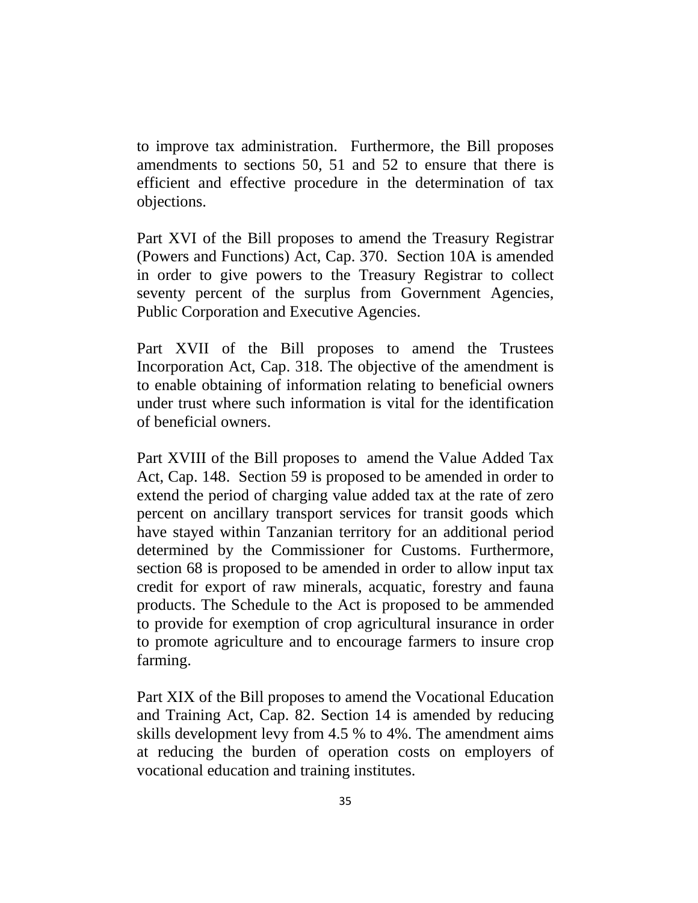to improve tax administration. Furthermore, the Bill proposes amendments to sections 50, 51 and 52 to ensure that there is efficient and effective procedure in the determination of tax objections.

Part XVI of the Bill proposes to amend the Treasury Registrar (Powers and Functions) Act, Cap. 370. Section 10A is amended in order to give powers to the Treasury Registrar to collect seventy percent of the surplus from Government Agencies, Public Corporation and Executive Agencies.

Part XVII of the Bill proposes to amend the Trustees Incorporation Act, Cap. 318. The objective of the amendment is to enable obtaining of information relating to beneficial owners under trust where such information is vital for the identification of beneficial owners.

Part XVIII of the Bill proposes to amend the Value Added Tax Act, Cap. 148. Section 59 is proposed to be amended in order to extend the period of charging value added tax at the rate of zero percent on ancillary transport services for transit goods which have stayed within Tanzanian territory for an additional period determined by the Commissioner for Customs. Furthermore, section 68 is proposed to be amended in order to allow input tax credit for export of raw minerals, acquatic, forestry and fauna products. The Schedule to the Act is proposed to be ammended to provide for exemption of crop agricultural insurance in order to promote agriculture and to encourage farmers to insure crop farming.

Part XIX of the Bill proposes to amend the Vocational Education and Training Act, Cap. 82. Section 14 is amended by reducing skills development levy from 4.5 % to 4%. The amendment aims at reducing the burden of operation costs on employers of vocational education and training institutes.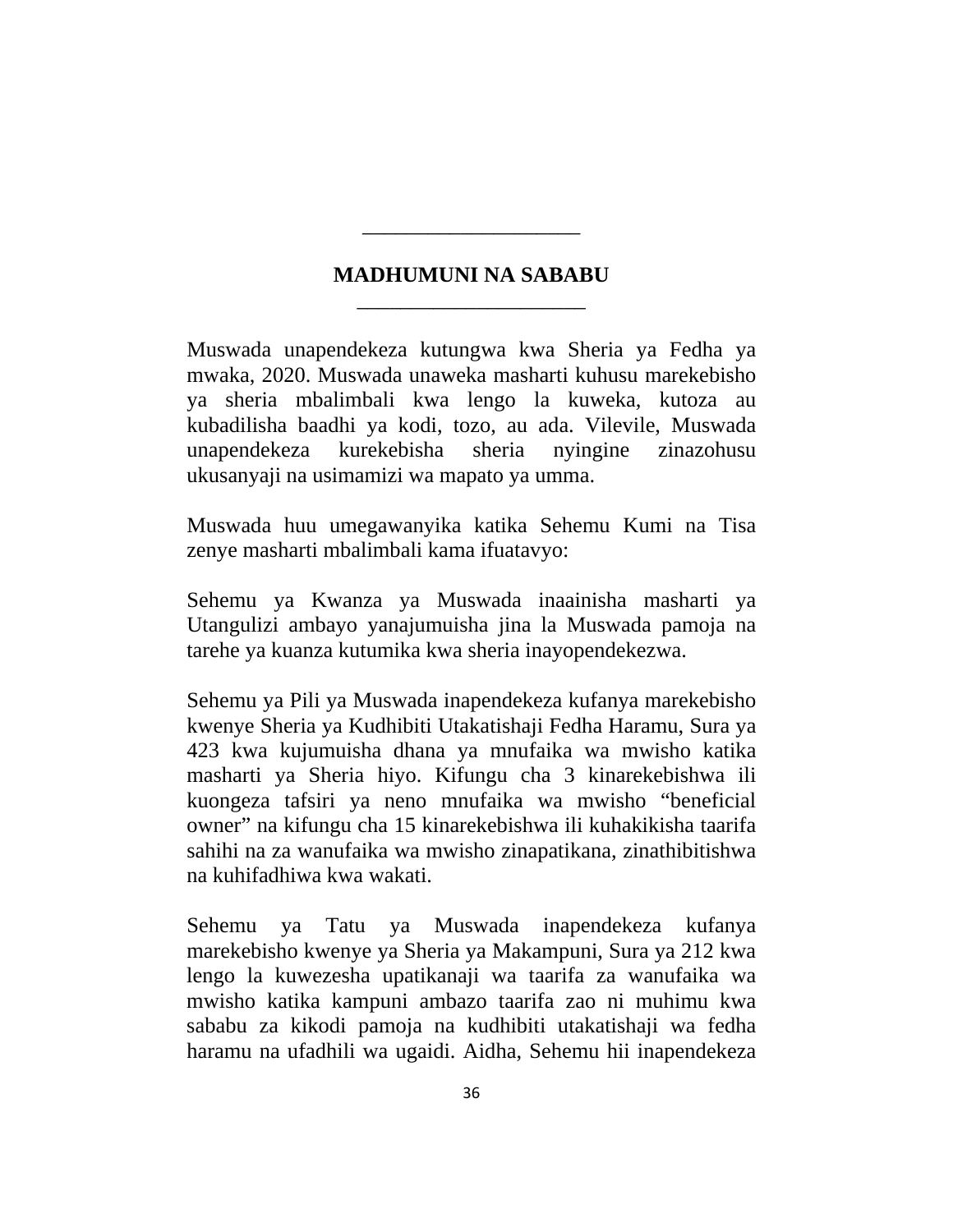## MADHUMUNI NA SABABU

Muswada unapendekeza kutungwa kwa Sheria ya Fedha ya mwaka, 2020. Muswada unaweka masharti kuhusu marekebisho ya sheria mbalimbali kwa lengo la kuweka, kutoza au kubadilisha baadhi ya kodi, tozo, au ada. Vilevile, Muswada unapendekeza kurekebisha sheria nyingine zinazohusu ukusanyaji na usimamizi wa mapato ya umma.

Muswada huu umegawanyika katika Sehemu Kumi na Tisa zenye masharti mbalimbali kama ifuatavyo:

Sehemu ya Kwanza ya Muswada inaainisha masharti ya Utangulizi ambayo yanajumuisha jina la Muswada pamoja na tarehe ya kuanza kutumika kwa sheria inayopendekezwa.

Sehemu ya Pili ya Muswada inapendekeza kufanya marekebisho kwenye Sheria ya Kudhibiti Utakatishaji Fedha Haramu, Sura ya 423 kwa kujumuisha dhana ya mnufaika wa mwisho katika masharti ya Sheria hiyo. Kifungu cha 3 kinarekebishwa ili kuongeza tafsiri ya neno mnufaika wa mwisho “beneficial owner” na kifungu cha 15 kinarekebishwa ili kuhakikisha taarifa sahihi na za wanufaika wa mwisho zinapatikana, zinathibitishwa na kuhifadhiwa kwa wakati.

Sehemu ya Tatu ya Muswada inapendekeza kufanya marekebisho kwenye ya Sheria ya Makampuni, Sura ya 212 kwa lengo la kuwezesha upatikanaji wa taarifa za wanufaika wa mwisho katika kampuni ambazo taarifa zao ni muhimu kwa sababu za kikodi pamoja na kudhibiti utakatishaji wa fedha haramu na ufadhili wa ugaidi. Aidha, Sehemu hii inapendekeza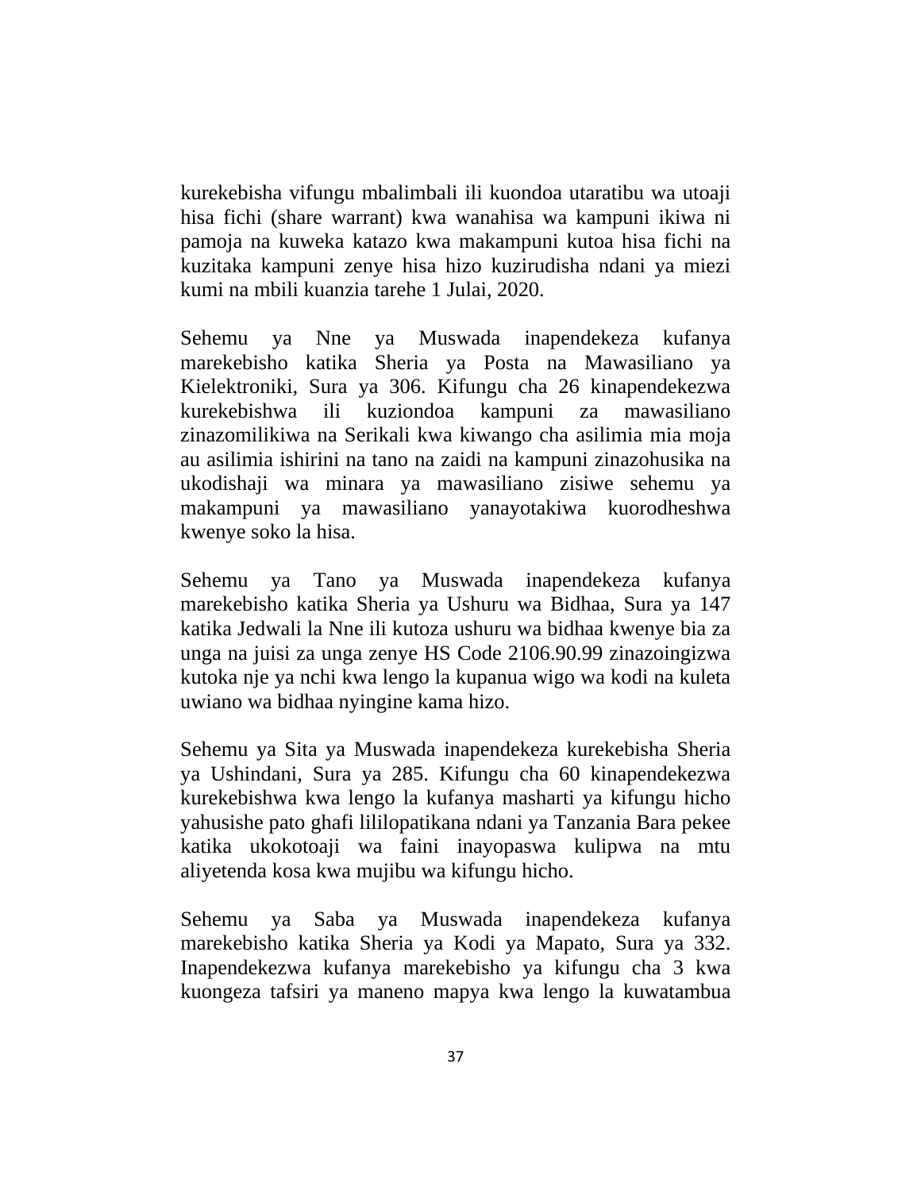kurekebisha vifungu mbalimbali ili kuondoa utaratibu wa utoaji hisa fichi (share warrant) kwa wanahisa wa kampuni ikiwa ni pamoja na kuweka katazo kwa makampuni kutoa hisa fichi na kuzitaka kampuni zenye hisa hizo kuzirudisha ndani ya miezi kumi na mbili kuanzia tarehe 1 Julai, 2020.

Sehemu ya Nne ya Muswada inapendekeza kufanya marekebisho katika Sheria ya Posta na Mawasiliano ya Kielektroniki, Sura ya 306. Kifungu cha 26 kinapendekezwa kurekebishwa ili kuziondoa kampuni za mawasiliano zinazomilikiwa na Serikali kwa kiwango cha asilimia mia moja au asilimia ishirini na tano na zaidi na kampuni zinazohusika na ukodishaji wa minara ya mawasiliano zisiwe sehemu ya makampuni ya mawasiliano yanayotakiwa kuorodheshwa kwenye soko la hisa.

Sehemu ya Tano ya Muswada inapendekeza kufanya marekebisho katika Sheria ya Ushuru wa Bidhaa, Sura ya 147 katika Jedwali la Nne ili kutoza ushuru wa bidhaa kwenye bia za unga na juisi za unga zenye HS Code 2106.90.99 zinazoingizwa kutoka nje ya nchi kwa lengo la kupanua wigo wa kodi na kuleta uwiano wa bidhaa nyingine kama hizo.

Sehemu ya Sita ya Muswada inapendekeza kurekebisha Sheria ya Ushindani, Sura ya 285. Kifungu cha 60 kinapendekezwa kurekebishwa kwa lengo la kufanya masharti ya kifungu hicho yahusishe pato ghafi lililopatikana ndani ya Tanzania Bara pekee katika ukokotoaji wa faini inayopaswa kulipwa na mtu aliyetenda kosa kwa mujibu wa kifungu hicho.

Sehemu ya Saba ya Muswada inapendekeza kufanya marekebisho katika Sheria ya Kodi ya Mapato, Sura ya 332. Inapendekezwa kufanya marekebisho ya kifungu cha 3 kwa kuongeza tafsiri ya maneno mapya kwa lengo la kuwatambua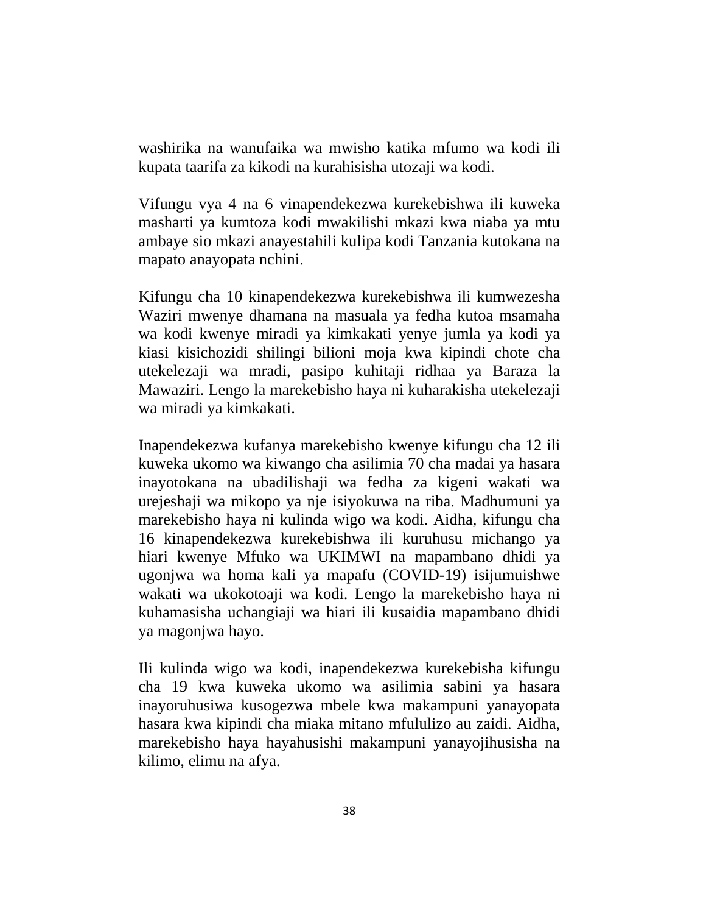washirika na wanufaika wa mwisho katika mfumo wa kodi ili kupata taarifa za kikodi na kurahisisha utozaji wa kodi.

Vifungu vya 4 na 6 vinapendekezwa kurekebishwa ili kuweka masharti ya kumtoza kodi mwakilishi mkazi kwa niaba ya mtu ambaye sio mkazi anayestahili kulipa kodi Tanzania kutokana na mapato anayopata nchini.

Kifungu cha 10 kinapendekezwa kurekebishwa ili kumwezesha Waziri mwenye dhamana na masuala ya fedha kutoa msamaha wa kodi kwenye miradi ya kimkakati yenye jumla ya kodi ya kiasi kisichozidi shilingi bilioni moja kwa kipindi chote cha utekelezaji wa mradi, pasipo kuhitaji ridhaa ya Baraza la Mawaziri. Lengo la marekebisho haya ni kuharakisha utekelezaji wa miradi ya kimkakati.

Inapendekezwa kufanya marekebisho kwenye kifungu cha 12 ili kuweka ukomo wa kiwango cha asilimia 70 cha madai ya hasara inayotokana na ubadilishaji wa fedha za kigeni wakati wa urejeshaji wa mikopo ya nje isiyokuwa na riba. Madhumuni ya marekebisho haya ni kulinda wigo wa kodi. Aidha, kifungu cha 16 kinapendekezwa kurekebishwa ili kuruhusu michango ya hiari kwenye Mfuko wa UKIMWI na mapambano dhidi ya ugonjwa wa homa kali ya mapafu (COVID-19) isijumuishwe wakati wa ukokotoaji wa kodi. Lengo la marekebisho haya ni kuhamasisha uchangiaji wa hiari ili kusaidia mapambano dhidi ya magonjwa hayo.

Ili kulinda wigo wa kodi, inapendekezwa kurekebisha kifungu cha 19 kwa kuweka ukomo wa asilimia sabini ya hasara inayoruhusiwa kusogezwa mbele kwa makampuni yanayopata hasara kwa kipindi cha miaka mitano mfululizo au zaidi. Aidha, marekebisho haya hayahusishi makampuni yanayojihusisha na kilimo, elimu na afya.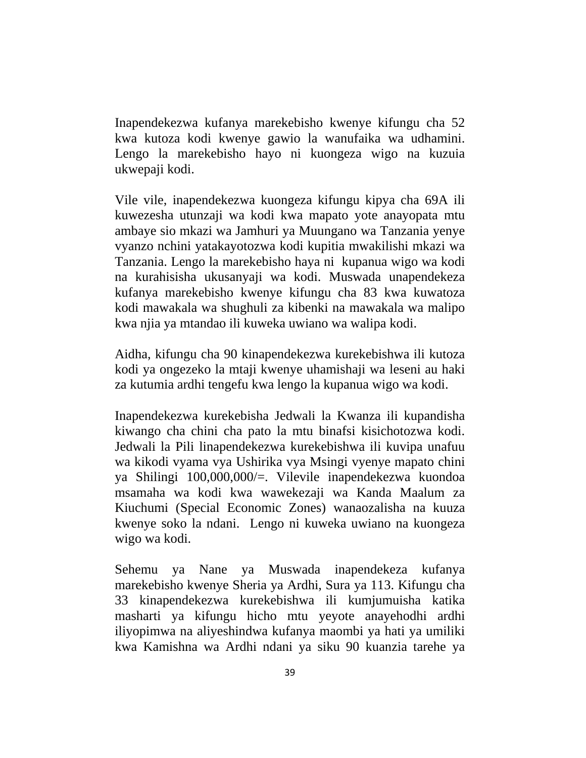Inapendekezwa kufanya marekebisho kwenye kifungu cha 52 kwa kutoza kodi kwenye gawio la wanufaika wa udhamini. Lengo la marekebisho hayo ni kuongeza wigo na kuzuia ukwepaji kodi.

Vile vile, inapendekezwa kuongeza kifungu kipya cha 69A ili kuwezesha utunzaji wa kodi kwa mapato yote anayopata mtu ambaye sio mkazi wa Jamhuri ya Muungano wa Tanzania yenye vyanzo nchini yatakayotozwa kodi kupitia mwakilishi mkazi wa Tanzania. Lengo la marekebisho haya ni kupanua wigo wa kodi na kurahisisha ukusanyaji wa kodi. Muswada unapendekeza kufanya marekebisho kwenye kifungu cha 83 kwa kuwatoza kodi mawakala wa shughuli za kibenki na mawakala wa malipo kwa njia ya mtandao ili kuweka uwiano wa walipa kodi.

Aidha, kifungu cha 90 kinapendekezwa kurekebishwa ili kutoza kodi ya ongezeko la mtaji kwenye uhamishaji wa leseni au haki za kutumia ardhi tengefu kwa lengo la kupanua wigo wa kodi.

Inapendekezwa kurekebisha Jedwali la Kwanza ili kupandisha kiwango cha chini cha pato la mtu binafsi kisichotozwa kodi. Jedwali la Pili linapendekezwa kurekebishwa ili kuvipa unafuu wa kikodi vyama vya Ushirika vya Msingi vyenye mapato chini ya Shilingi 100,000,000/=. Vilevile inapendekezwa kuondoa msamaha wa kodi kwa wawekezaji wa Kanda Maalum za Kiuchumi (Special Economic Zones) wanaozalisha na kuuza kwenye soko la ndani. Lengo ni kuweka uwiano na kuongeza wigo wa kodi.

Sehemu ya Nane ya Muswada inapendekeza kufanya marekebisho kwenye Sheria ya Ardhi, Sura ya 113. Kifungu cha 33 kinapendekezwa kurekebishwa ili kumjumuisha katika masharti ya kifungu hicho mtu yeyote anayehodhi ardhi iliyopimwa na aliyeshindwa kufanya maombi ya hati ya umiliki kwa Kamishna wa Ardhi ndani ya siku 90 kuanzia tarehe ya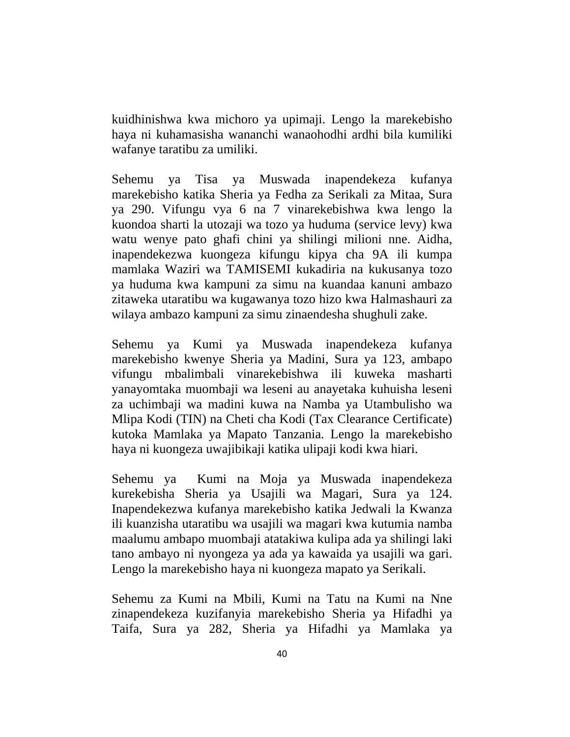kuidhinishwa kwa michoro ya upimaji. Lengo la marekebisho haya ni kuhamasisha wananchi wanaohodhi ardhi bila kumiliki wafanye taratibu za umiliki.

Sehemu ya Tisa ya Muswada inapendekeza kufanya marekebisho katika Sheria ya Fedha za Serikali za Mitaa, Sura ya 290. Vifungu vya 6 na 7 vinarekebishwa kwa lengo la kuondoa sharti la utozaji wa tozo ya huduma (service levy) kwa watu wenye pato ghafi chini ya shilingi milioni nne. Aidha, inapendekezwa kuongeza kifungu kipya cha 9A ili kumpa mamlaka Waziri wa TAMISEMI kukadiria na kukusanya tozo ya huduma kwa kampuni za simu na kuandaa kanuni ambazo zitaweka utaratibu wa kugawanya tozo hizo kwa Halmashauri za wilaya ambazo kampuni za simu zinaendesha shughuli zake.

Sehemu ya Kumi ya Muswada inapendekeza kufanya marekebisho kwenye Sheria ya Madini, Sura ya 123, ambapo vifungu mbalimbali vinarekebishwa ili kuweka masharti yanayomtaka muombaji wa leseni au anayetaka kuhuisha leseni za uchimbaji wa madini kuwa na Namba ya Utambulisho wa Mlipa Kodi (TIN) na Cheti cha Kodi (Tax Clearance Certificate) kutoka Mamlaka ya Mapato Tanzania. Lengo la marekebisho haya ni kuongeza uwajibikaji katika ulipaji kodi kwa hiari.

Sehemu ya Kumi na Moja ya Muswada inapendekeza kurekebisha Sheria ya Usajili wa Magari, Sura ya 124. Inapendekezwa kufanya marekebisho katika Jedwali la Kwanza ili kuanzisha utaratibu wa usajili wa magari kwa kutumia namba maalumu ambapo muombaji atatakiwa kulipa ada ya shilingi laki tano ambayo ni nyongeza ya ada ya kawaida ya usajili wa gari. Lengo la marekebisho haya ni kuongeza mapato ya Serikali.

Sehemu za Kumi na Mbili, Kumi na Tatu na Kumi na Nne zinapendekeza kuzifanyia marekebisho Sheria ya Hifadhi ya Taifa, Sura ya 282, Sheria ya Hifadhi ya Mamlaka ya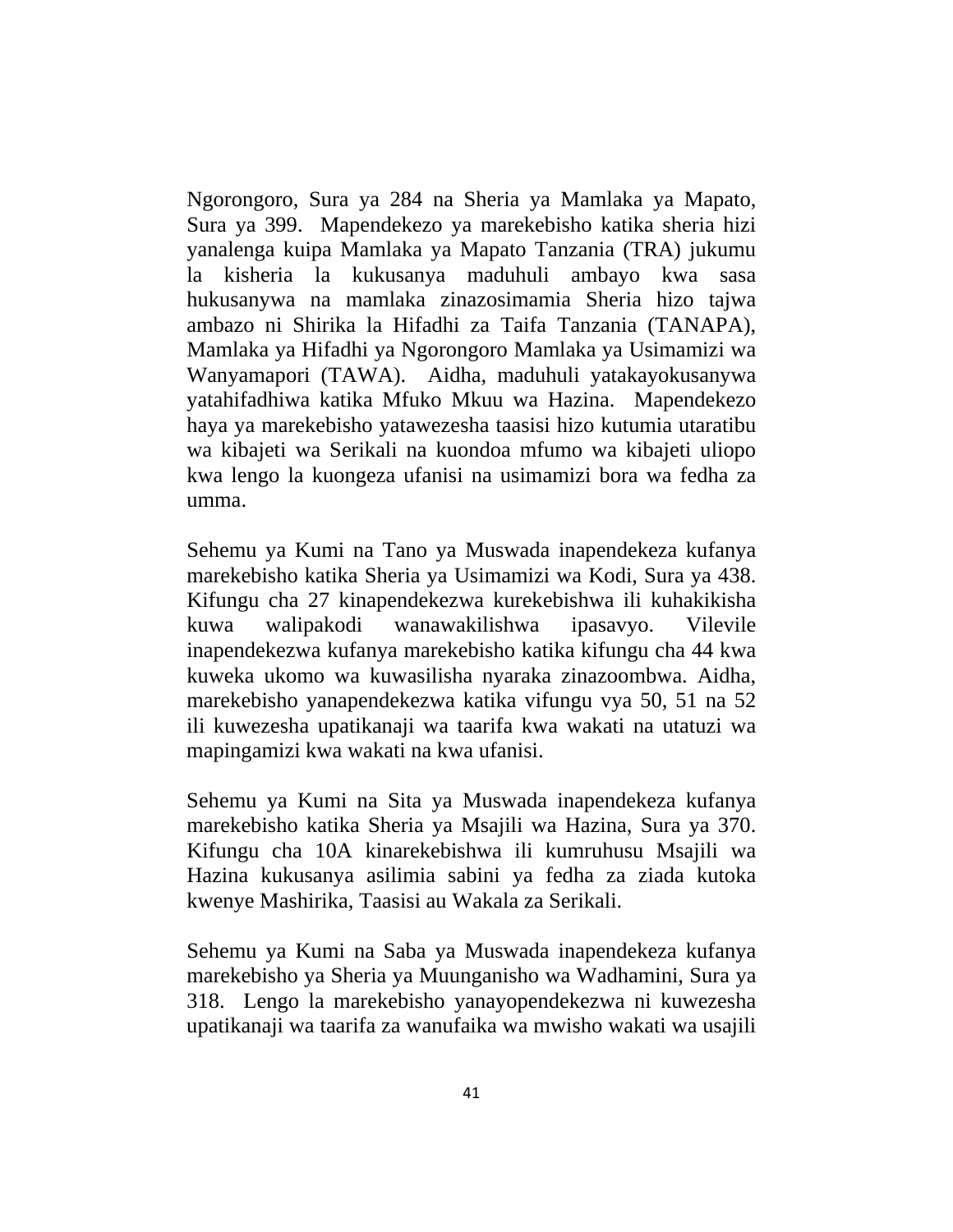Ngorongoro, Sura ya 284 na Sheria ya Mamlaka ya Mapato, Sura ya 399. Mapendekezo ya marekebisho katika sheria hizi yanalenga kuipa Mamlaka ya Mapato Tanzania (TRA) jukumu la kisheria la kukusanya maduhuli ambayo kwa sasa hukusanywa na mamlaka zinazosimamia Sheria hizo tajwa ambazo ni Shirika la Hifadhi za Taifa Tanzania (TANAPA), Mamlaka ya Hifadhi ya Ngorongoro Mamlaka ya Usimamizi wa Wanyamapori (TAWA). Aidha, maduhuli yatakayokusanywa yatahifadhiwa katika Mfuko Mkuu wa Hazina. Mapendekezo haya ya marekebisho yatawezesha taasisi hizo kutumia utaratibu wa kibajeti wa Serikali na kuondoa mfumo wa kibajeti uliopo kwa lengo la kuongeza ufanisi na usimamizi bora wa fedha za umma.

Sehemu ya Kumi na Tano ya Muswada inapendekeza kufanya marekebisho katika Sheria ya Usimamizi wa Kodi, Sura ya 438. Kifungu cha 27 kinapendekezwa kurekebishwa ili kuhakikisha kuwa walipakodi wanawakilishwa ipasavyo. Vilevile inapendekezwa kufanya marekebisho katika kifungu cha 44 kwa kuweka ukomo wa kuwasilisha nyaraka zinazoombwa. Aidha, marekebisho yanapendekezwa katika vifungu vya 50, 51 na 52 ili kuwezesha upatikanaji wa taarifa kwa wakati na utatuzi wa mapingamizi kwa wakati na kwa ufanisi.

Sehemu ya Kumi na Sita ya Muswada inapendekeza kufanya marekebisho katika Sheria ya Msajili wa Hazina, Sura ya 370. Kifungu cha 10A kinarekebishwa ili kumruhusu Msajili wa Hazina kukusanya asilimia sabini ya fedha za ziada kutoka kwenye Mashirika, Taasisi au Wakala za Serikali.

Sehemu ya Kumi na Saba ya Muswada inapendekeza kufanya marekebisho ya Sheria ya Muunganisho wa Wadhamini, Sura ya 318. Lengo la marekebisho yanayopendekezwa ni kuwezesha upatikanaji wa taarifa za wanufaika wa mwisho wakati wa usajili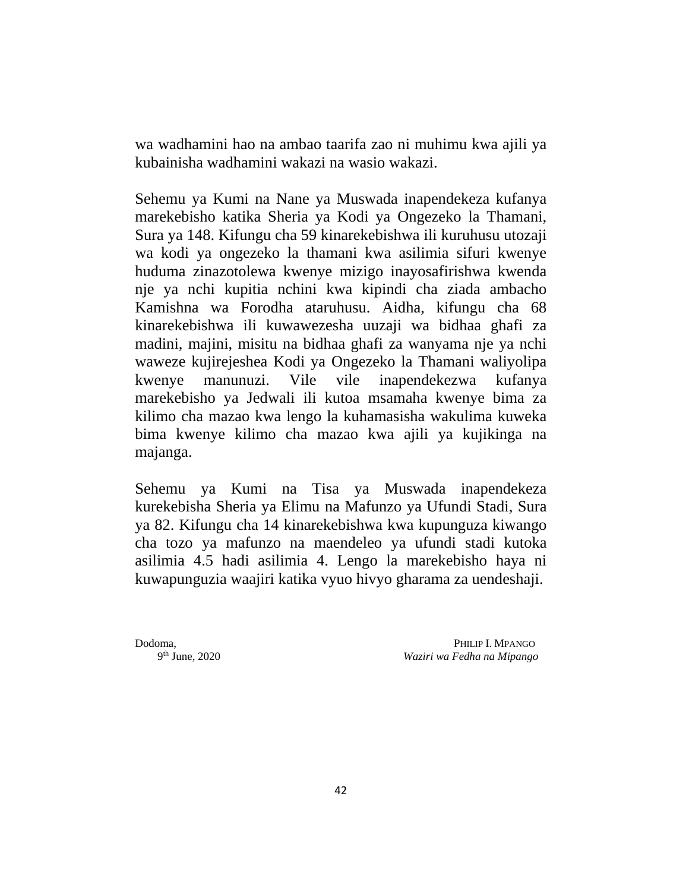wa wadhamini hao na ambao taarifa zao ni muhimu kwa ajili ya kubainisha wadhamini wakazi na wasio wakazi.

Sehemu ya Kumi na Nane ya Muswada inapendekeza kufanya marekebisho katika Sheria ya Kodi ya Ongezeko la Thamani, Sura ya 148. Kifungu cha 59 kinarekebishwa ili kuruhusu utozaji wa kodi ya ongezeko la thamani kwa asilimia sifuri kwenye huduma zinazotolewa kwenye mizigo inayosafirishwa kwenda nje ya nchi kupitia nchini kwa kipindi cha ziada ambacho Kamishna wa Forodha ataruhusu. Aidha, kifungu cha 68 kinarekebishwa ili kuwawezesha uuzaji wa bidhaa ghafi za madini, majini, misitu na bidhaa ghafi za wanyama nje ya nchi waweze kujirejeshea Kodi ya Ongezeko la Thamani waliyolipa kwenye manunuzi. Vile vile inapendekezwa kufanya marekebisho ya Jedwali ili kutoa msamaha kwenye bima za kilimo cha mazao kwa lengo la kuhamasisha wakulima kuweka bima kwenye kilimo cha mazao kwa ajili ya kujikinga na majanga.

Sehemu ya Kumi na Tisa ya Muswada inapendekeza kurekebisha Sheria ya Elimu na Mafunzo ya Ufundi Stadi, Sura ya 82. Kifungu cha 14 kinarekebishwa kwa kupunguza kiwango cha tozo ya mafunzo na maendeleo ya ufundi stadi kutoka asilimia 4.5 hadi asilimia 4. Lengo la marekebisho haya ni kuwapunguzia waajiri katika vyuo hivyo gharama za uendeshaji.

Dodoma,
9th June, 2020

PHILIP I. MPANGO
*Waziri wa Fedha na Mipango*